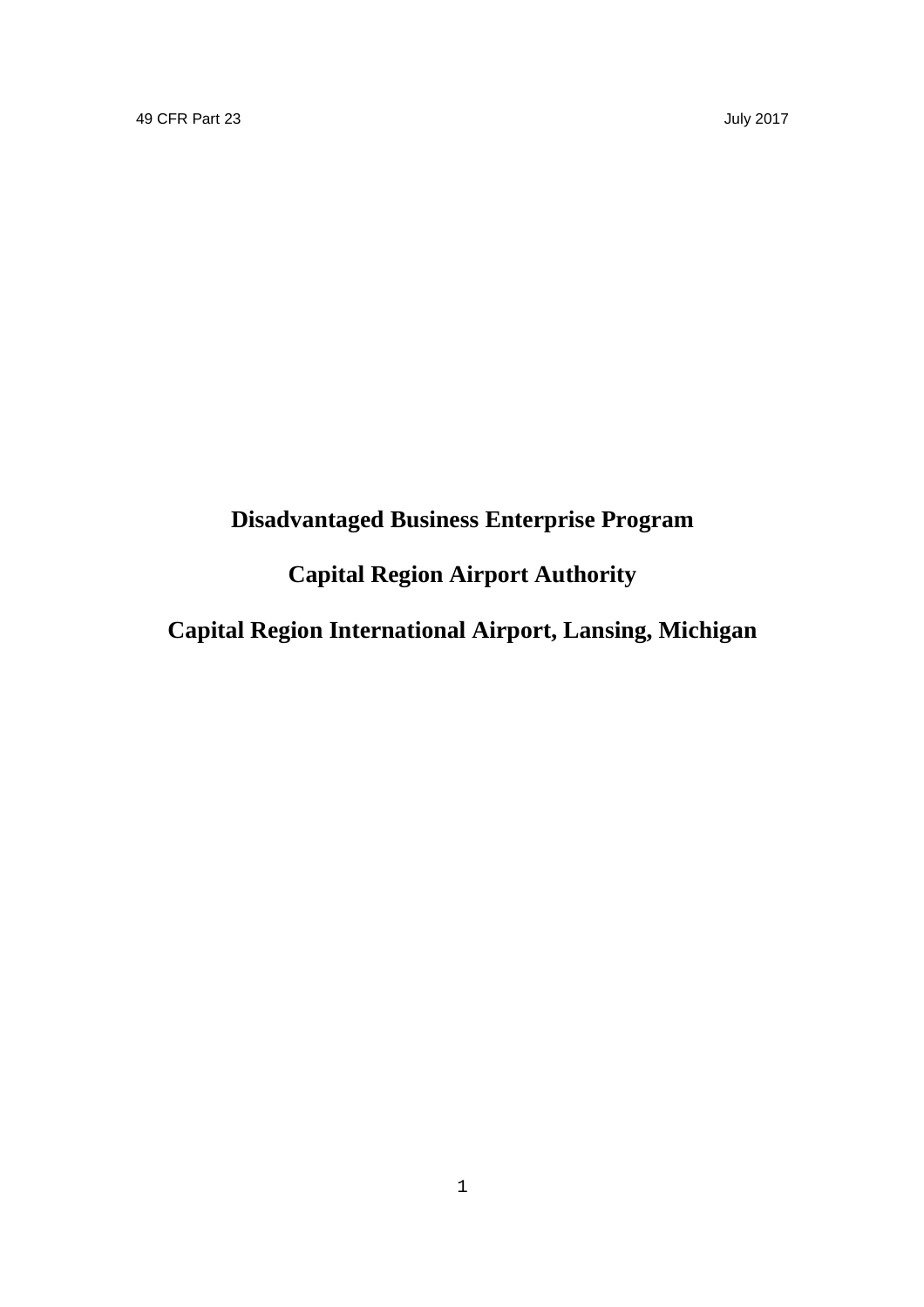49 CFR Part 23 July 2017

# Disadvantaged Business Enterprise Program

# Capital Region Airport Authority

# Capital Region International Airport, Lansing, Michigan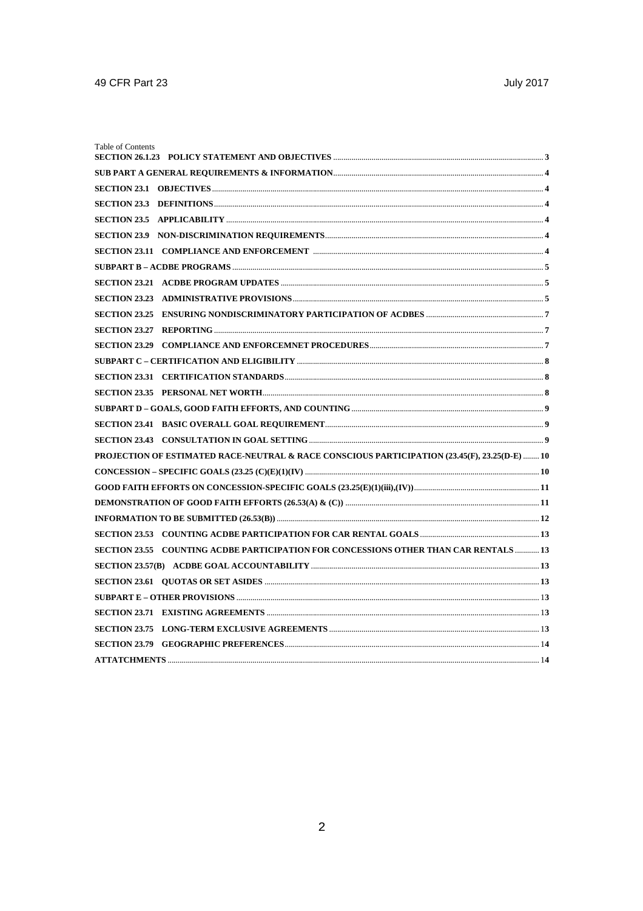Table of Contents

| | |
|---|---|
| **SECTION 26.1.23 POLICY STATEMENT AND OBJECTIVES** | **3** |
| **SUB PART A GENERAL REQUIREMENTS & INFORMATION** | **4** |
| **SECTION 23.1 OBJECTIVES** | **4** |
| **SECTION 23.3 DEFINITIONS** | **4** |
| **SECTION 23.5 APPLICABILITY** | **4** |
| **SECTION 23.9 NON-DISCRIMINATION REQUIREMENTS** | **4** |
| **SECTION 23.11 COMPLIANCE AND ENFORCEMENT** | **4** |
| **SUBPART B – ACDBE PROGRAMS** | **5** |
| **SECTION 23.21 ACDBE PROGRAM UPDATES** | **5** |
| **SECTION 23.23 ADMINISTRATIVE PROVISIONS** | **5** |
| **SECTION 23.25 ENSURING NONDISCRIMINATORY PARTICIPATION OF ACDBES** | **7** |
| **SECTION 23.27 REPORTING** | **7** |
| **SECTION 23.29 COMPLIANCE AND ENFORCEMNET PROCEDURES** | **7** |
| **SUBPART C – CERTIFICATION AND ELIGIBILITY** | **8** |
| **SECTION 23.31 CERTIFICATION STANDARDS** | **8** |
| **SECTION 23.35 PERSONAL NET WORTH** | **8** |
| **SUBPART D – GOALS, GOOD FAITH EFFORTS, AND COUNTING** | **9** |
| **SECTION 23.41 BASIC OVERALL GOAL REQUIREMENT** | **9** |
| **SECTION 23.43 CONSULTATION IN GOAL SETTING** | **9** |
| **PROJECTION OF ESTIMATED RACE-NEUTRAL & RACE CONSCIOUS PARTICIPATION (23.45(F), 23.25(D-E)** | **10** |
| **CONCESSION – SPECIFIC GOALS (23.25 (C)(E)(1)(IV)** | **10** |
| **GOOD FAITH EFFORTS ON CONCESSION-SPECIFIC GOALS (23.25(E)(1)(iii),(IV))** | **11** |
| **DEMONSTRATION OF GOOD FAITH EFFORTS (26.53(A) & (C))** | **11** |
| **INFORMATION TO BE SUBMITTED (26.53(B))** | **12** |
| **SECTION 23.53 COUNTING ACDBE PARTICIPATION FOR CAR RENTAL GOALS** | **13** |
| **SECTION 23.55 COUNTING ACDBE PARTICIPATION FOR CONCESSIONS OTHER THAN CAR RENTALS** | **13** |
| **SECTION 23.57(B) ACDBE GOAL ACCOUNTABILITY** | **13** |
| **SECTION 23.61 QUOTAS OR SET ASIDES** | **13** |
| **SUBPART E – OTHER PROVISIONS** | **13** |
| **SECTION 23.71 EXISTING AGREEMENTS** | **13** |
| **SECTION 23.75 LONG-TERM EXCLUSIVE AGREEMENTS** | **13** |
| **SECTION 23.79 GEOGRAPHIC PREFERENCES** | **14** |
| **ATTATCHMENTS** | **14** |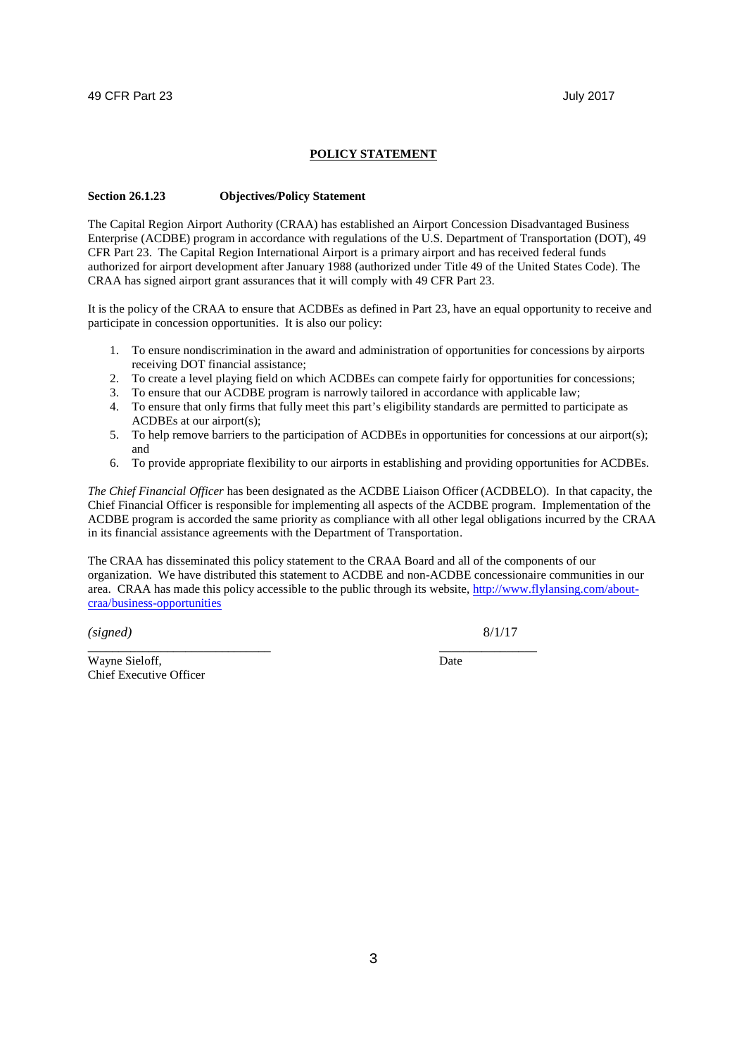# POLICY STATEMENT

**Section 26.1.23 Objectives/Policy Statement**

The Capital Region Airport Authority (CRAA) has established an Airport Concession Disadvantaged Business Enterprise (ACDBE) program in accordance with regulations of the U.S. Department of Transportation (DOT), 49 CFR Part 23. The Capital Region International Airport is a primary airport and has received federal funds authorized for airport development after January 1988 (authorized under Title 49 of the United States Code). The CRAA has signed airport grant assurances that it will comply with 49 CFR Part 23.

It is the policy of the CRAA to ensure that ACDBEs as defined in Part 23, have an equal opportunity to receive and participate in concession opportunities. It is also our policy:

1. To ensure nondiscrimination in the award and administration of opportunities for concessions by airports receiving DOT financial assistance;
2. To create a level playing field on which ACDBEs can compete fairly for opportunities for concessions;
3. To ensure that our ACDBE program is narrowly tailored in accordance with applicable law;
4. To ensure that only firms that fully meet this part's eligibility standards are permitted to participate as ACDBEs at our airport(s);
5. To help remove barriers to the participation of ACDBEs in opportunities for concessions at our airport(s); and
6. To provide appropriate flexibility to our airports in establishing and providing opportunities for ACDBEs.

*The Chief Financial Officer* has been designated as the ACDBE Liaison Officer (ACDBELO). In that capacity, the Chief Financial Officer is responsible for implementing all aspects of the ACDBE program. Implementation of the ACDBE program is accorded the same priority as compliance with all other legal obligations incurred by the CRAA in its financial assistance agreements with the Department of Transportation.

The CRAA has disseminated this policy statement to the CRAA Board and all of the components of our organization. We have distributed this statement to ACDBE and non-ACDBE concessionaire communities in our area. CRAA has made this policy accessible to the public through its website, http://www.flylansing.com/about-craa/business-opportunities

*(signed)* 8/1/17

\_\_\_\_\_\_\_\_\_\_\_\_\_\_\_\_\_\_\_\_\_\_\_\_\_\_\_\_ \_\_\_\_\_\_\_\_\_\_\_\_\_\_\_

Wayne Sieloff, Date
Chief Executive Officer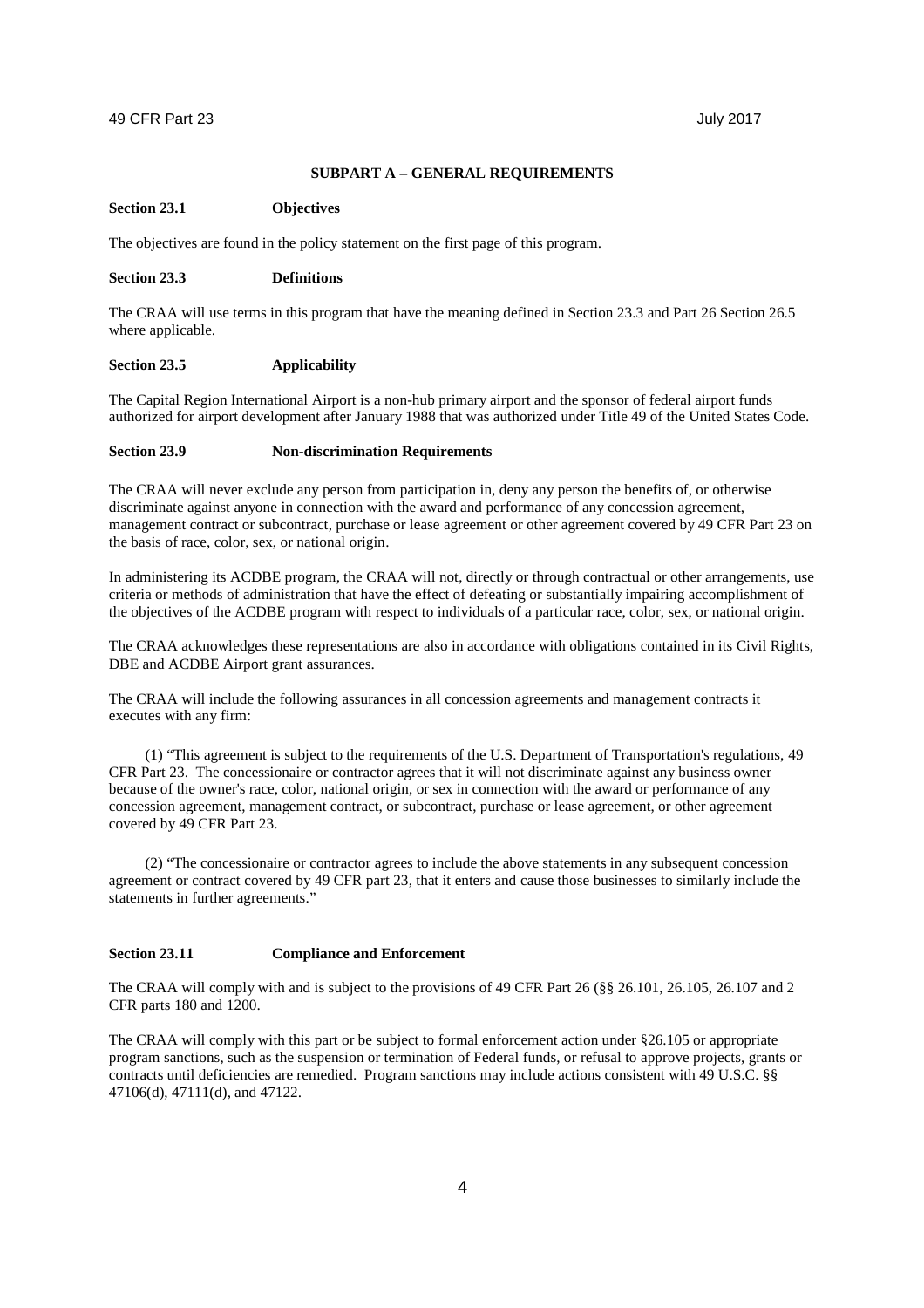## SUBPART A – GENERAL REQUIREMENTS

**Section 23.1 Objectives**

The objectives are found in the policy statement on the first page of this program.

**Section 23.3 Definitions**

The CRAA will use terms in this program that have the meaning defined in Section 23.3 and Part 26 Section 26.5 where applicable.

**Section 23.5 Applicability**

The Capital Region International Airport is a non-hub primary airport and the sponsor of federal airport funds authorized for airport development after January 1988 that was authorized under Title 49 of the United States Code.

**Section 23.9 Non-discrimination Requirements**

The CRAA will never exclude any person from participation in, deny any person the benefits of, or otherwise discriminate against anyone in connection with the award and performance of any concession agreement, management contract or subcontract, purchase or lease agreement or other agreement covered by 49 CFR Part 23 on the basis of race, color, sex, or national origin.

In administering its ACDBE program, the CRAA will not, directly or through contractual or other arrangements, use criteria or methods of administration that have the effect of defeating or substantially impairing accomplishment of the objectives of the ACDBE program with respect to individuals of a particular race, color, sex, or national origin.

The CRAA acknowledges these representations are also in accordance with obligations contained in its Civil Rights, DBE and ACDBE Airport grant assurances.

The CRAA will include the following assurances in all concession agreements and management contracts it executes with any firm:

(1) "This agreement is subject to the requirements of the U.S. Department of Transportation's regulations, 49 CFR Part 23. The concessionaire or contractor agrees that it will not discriminate against any business owner because of the owner's race, color, national origin, or sex in connection with the award or performance of any concession agreement, management contract, or subcontract, purchase or lease agreement, or other agreement covered by 49 CFR Part 23.

(2) "The concessionaire or contractor agrees to include the above statements in any subsequent concession agreement or contract covered by 49 CFR part 23, that it enters and cause those businesses to similarly include the statements in further agreements."

**Section 23.11 Compliance and Enforcement**

The CRAA will comply with and is subject to the provisions of 49 CFR Part 26 (§§ 26.101, 26.105, 26.107 and 2 CFR parts 180 and 1200.

The CRAA will comply with this part or be subject to formal enforcement action under §26.105 or appropriate program sanctions, such as the suspension or termination of Federal funds, or refusal to approve projects, grants or contracts until deficiencies are remedied. Program sanctions may include actions consistent with 49 U.S.C. §§ 47106(d), 47111(d), and 47122.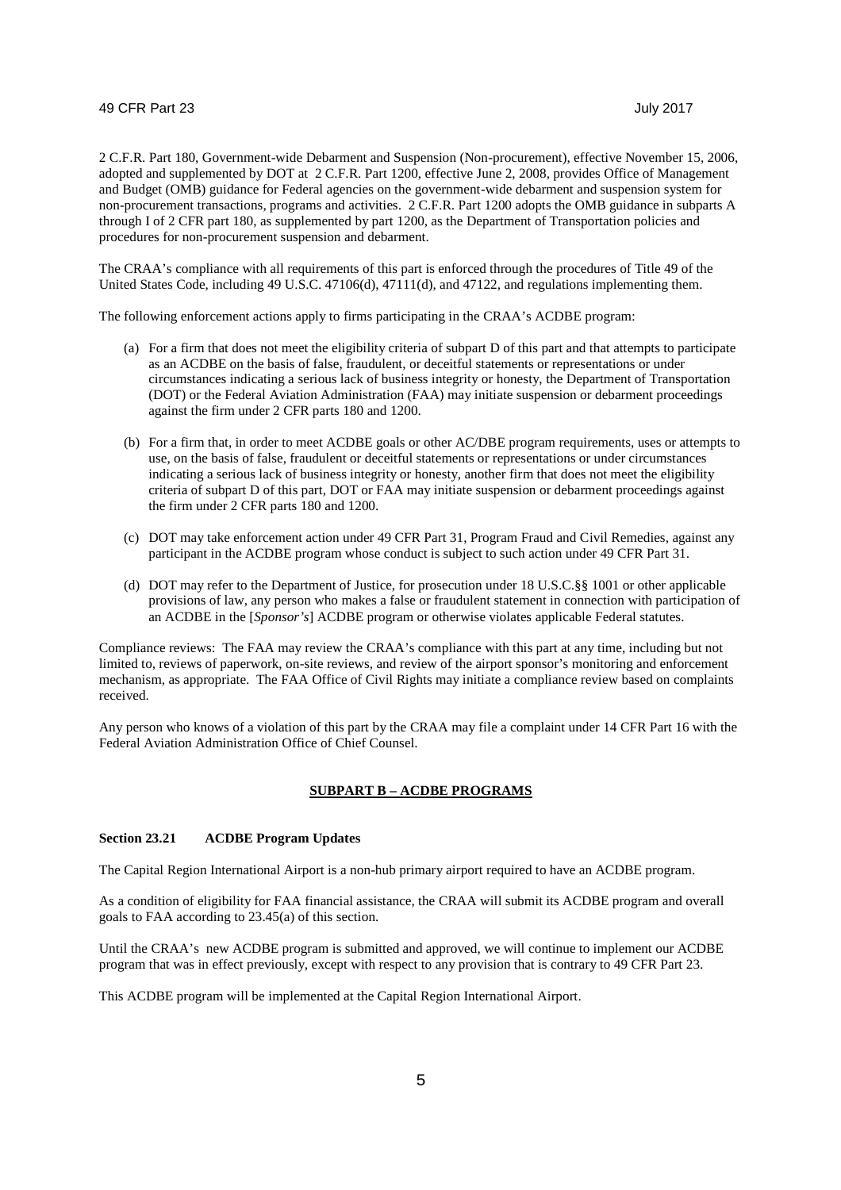2 C.F.R. Part 180, Government-wide Debarment and Suspension (Non-procurement), effective November 15, 2006, adopted and supplemented by DOT at 2 C.F.R. Part 1200, effective June 2, 2008, provides Office of Management and Budget (OMB) guidance for Federal agencies on the government-wide debarment and suspension system for non-procurement transactions, programs and activities. 2 C.F.R. Part 1200 adopts the OMB guidance in subparts A through I of 2 CFR part 180, as supplemented by part 1200, as the Department of Transportation policies and procedures for non-procurement suspension and debarment.

The CRAA's compliance with all requirements of this part is enforced through the procedures of Title 49 of the United States Code, including 49 U.S.C. 47106(d), 47111(d), and 47122, and regulations implementing them.

The following enforcement actions apply to firms participating in the CRAA's ACDBE program:

(a) For a firm that does not meet the eligibility criteria of subpart D of this part and that attempts to participate as an ACDBE on the basis of false, fraudulent, or deceitful statements or representations or under circumstances indicating a serious lack of business integrity or honesty, the Department of Transportation (DOT) or the Federal Aviation Administration (FAA) may initiate suspension or debarment proceedings against the firm under 2 CFR parts 180 and 1200.

(b) For a firm that, in order to meet ACDBE goals or other AC/DBE program requirements, uses or attempts to use, on the basis of false, fraudulent or deceitful statements or representations or under circumstances indicating a serious lack of business integrity or honesty, another firm that does not meet the eligibility criteria of subpart D of this part, DOT or FAA may initiate suspension or debarment proceedings against the firm under 2 CFR parts 180 and 1200.

(c) DOT may take enforcement action under 49 CFR Part 31, Program Fraud and Civil Remedies, against any participant in the ACDBE program whose conduct is subject to such action under 49 CFR Part 31.

(d) DOT may refer to the Department of Justice, for prosecution under 18 U.S.C.§§ 1001 or other applicable provisions of law, any person who makes a false or fraudulent statement in connection with participation of an ACDBE in the [*Sponsor's*] ACDBE program or otherwise violates applicable Federal statutes.

Compliance reviews: The FAA may review the CRAA's compliance with this part at any time, including but not limited to, reviews of paperwork, on-site reviews, and review of the airport sponsor's monitoring and enforcement mechanism, as appropriate. The FAA Office of Civil Rights may initiate a compliance review based on complaints received.

Any person who knows of a violation of this part by the CRAA may file a complaint under 14 CFR Part 16 with the Federal Aviation Administration Office of Chief Counsel.

## SUBPART B – ACDBE PROGRAMS

### Section 23.21 ACDBE Program Updates

The Capital Region International Airport is a non-hub primary airport required to have an ACDBE program.

As a condition of eligibility for FAA financial assistance, the CRAA will submit its ACDBE program and overall goals to FAA according to 23.45(a) of this section.

Until the CRAA's new ACDBE program is submitted and approved, we will continue to implement our ACDBE program that was in effect previously, except with respect to any provision that is contrary to 49 CFR Part 23.

This ACDBE program will be implemented at the Capital Region International Airport.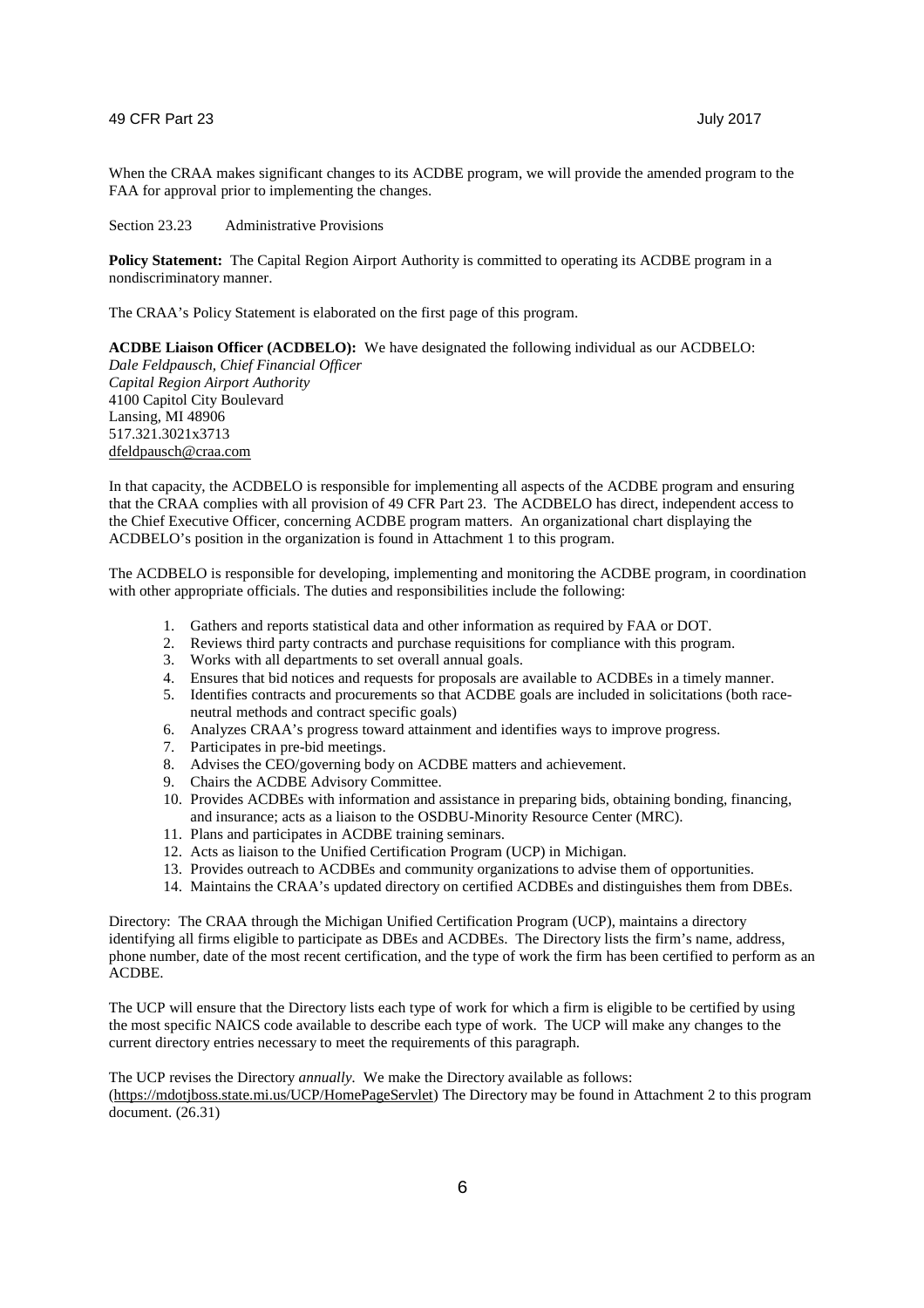When the CRAA makes significant changes to its ACDBE program, we will provide the amended program to the FAA for approval prior to implementing the changes.

Section 23.23 Administrative Provisions

**Policy Statement:** The Capital Region Airport Authority is committed to operating its ACDBE program in a nondiscriminatory manner.

The CRAA's Policy Statement is elaborated on the first page of this program.

**ACDBE Liaison Officer (ACDBELO):** We have designated the following individual as our ACDBELO:
*Dale Feldpausch, Chief Financial Officer*
*Capital Region Airport Authority*
4100 Capitol City Boulevard
Lansing, MI 48906
517.321.3021x3713
dfeldpausch@craa.com

In that capacity, the ACDBELO is responsible for implementing all aspects of the ACDBE program and ensuring that the CRAA complies with all provision of 49 CFR Part 23. The ACDBELO has direct, independent access to the Chief Executive Officer, concerning ACDBE program matters. An organizational chart displaying the ACDBELO's position in the organization is found in Attachment 1 to this program.

The ACDBELO is responsible for developing, implementing and monitoring the ACDBE program, in coordination with other appropriate officials. The duties and responsibilities include the following:

1. Gathers and reports statistical data and other information as required by FAA or DOT.
2. Reviews third party contracts and purchase requisitions for compliance with this program.
3. Works with all departments to set overall annual goals.
4. Ensures that bid notices and requests for proposals are available to ACDBEs in a timely manner.
5. Identifies contracts and procurements so that ACDBE goals are included in solicitations (both race-neutral methods and contract specific goals)
6. Analyzes CRAA's progress toward attainment and identifies ways to improve progress.
7. Participates in pre-bid meetings.
8. Advises the CEO/governing body on ACDBE matters and achievement.
9. Chairs the ACDBE Advisory Committee.
10. Provides ACDBEs with information and assistance in preparing bids, obtaining bonding, financing, and insurance; acts as a liaison to the OSDBU-Minority Resource Center (MRC).
11. Plans and participates in ACDBE training seminars.
12. Acts as liaison to the Unified Certification Program (UCP) in Michigan.
13. Provides outreach to ACDBEs and community organizations to advise them of opportunities.
14. Maintains the CRAA's updated directory on certified ACDBEs and distinguishes them from DBEs.

Directory: The CRAA through the Michigan Unified Certification Program (UCP), maintains a directory identifying all firms eligible to participate as DBEs and ACDBEs. The Directory lists the firm's name, address, phone number, date of the most recent certification, and the type of work the firm has been certified to perform as an ACDBE.

The UCP will ensure that the Directory lists each type of work for which a firm is eligible to be certified by using the most specific NAICS code available to describe each type of work. The UCP will make any changes to the current directory entries necessary to meet the requirements of this paragraph.

The UCP revises the Directory *annually*. We make the Directory available as follows: (https://mdotjboss.state.mi.us/UCP/HomePageServlet) The Directory may be found in Attachment 2 to this program document. (26.31)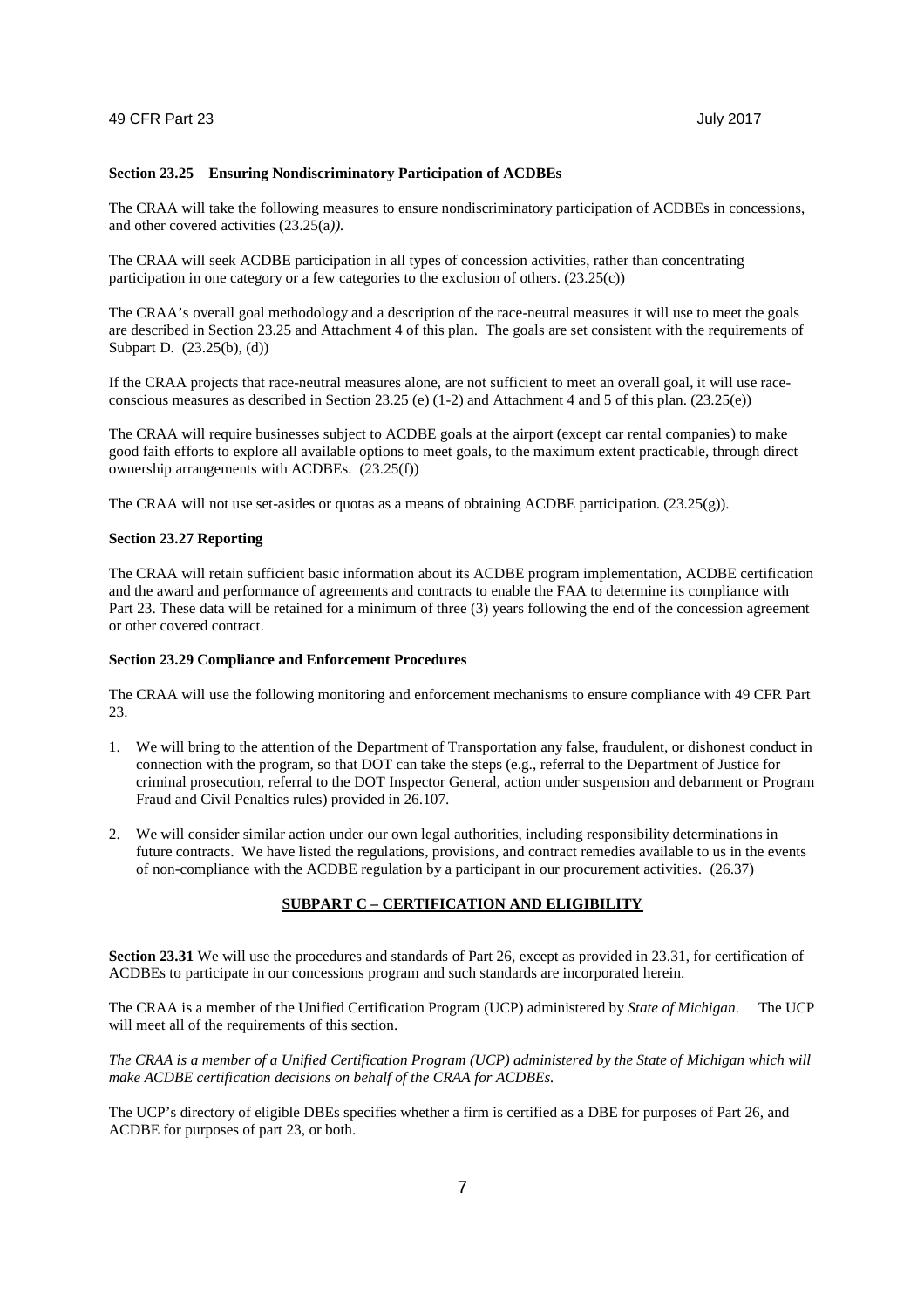**Section 23.25 Ensuring Nondiscriminatory Participation of ACDBEs**

The CRAA will take the following measures to ensure nondiscriminatory participation of ACDBEs in concessions, and other covered activities (23.25(a*)).*

The CRAA will seek ACDBE participation in all types of concession activities, rather than concentrating participation in one category or a few categories to the exclusion of others. (23.25(c))

The CRAA's overall goal methodology and a description of the race-neutral measures it will use to meet the goals are described in Section 23.25 and Attachment 4 of this plan. The goals are set consistent with the requirements of Subpart D. (23.25(b), (d))

If the CRAA projects that race-neutral measures alone, are not sufficient to meet an overall goal, it will use race-conscious measures as described in Section 23.25 (e) (1-2) and Attachment 4 and 5 of this plan. (23.25(e))

The CRAA will require businesses subject to ACDBE goals at the airport (except car rental companies) to make good faith efforts to explore all available options to meet goals, to the maximum extent practicable, through direct ownership arrangements with ACDBEs. (23.25(f))

The CRAA will not use set-asides or quotas as a means of obtaining ACDBE participation. (23.25(g)).

**Section 23.27 Reporting**

The CRAA will retain sufficient basic information about its ACDBE program implementation, ACDBE certification and the award and performance of agreements and contracts to enable the FAA to determine its compliance with Part 23. These data will be retained for a minimum of three (3) years following the end of the concession agreement or other covered contract.

**Section 23.29 Compliance and Enforcement Procedures**

The CRAA will use the following monitoring and enforcement mechanisms to ensure compliance with 49 CFR Part 23.

1. We will bring to the attention of the Department of Transportation any false, fraudulent, or dishonest conduct in connection with the program, so that DOT can take the steps (e.g., referral to the Department of Justice for criminal prosecution, referral to the DOT Inspector General, action under suspension and debarment or Program Fraud and Civil Penalties rules) provided in 26.107.
2. We will consider similar action under our own legal authorities, including responsibility determinations in future contracts. We have listed the regulations, provisions, and contract remedies available to us in the events of non-compliance with the ACDBE regulation by a participant in our procurement activities. (26.37)

## SUBPART C – CERTIFICATION AND ELIGIBILITY

**Section 23.31** We will use the procedures and standards of Part 26, except as provided in 23.31, for certification of ACDBEs to participate in our concessions program and such standards are incorporated herein.

The CRAA is a member of the Unified Certification Program (UCP) administered by *State of Michigan*. The UCP will meet all of the requirements of this section.

*The CRAA is a member of a Unified Certification Program (UCP) administered by the State of Michigan which will make ACDBE certification decisions on behalf of the CRAA for ACDBEs.*

The UCP's directory of eligible DBEs specifies whether a firm is certified as a DBE for purposes of Part 26, and ACDBE for purposes of part 23, or both.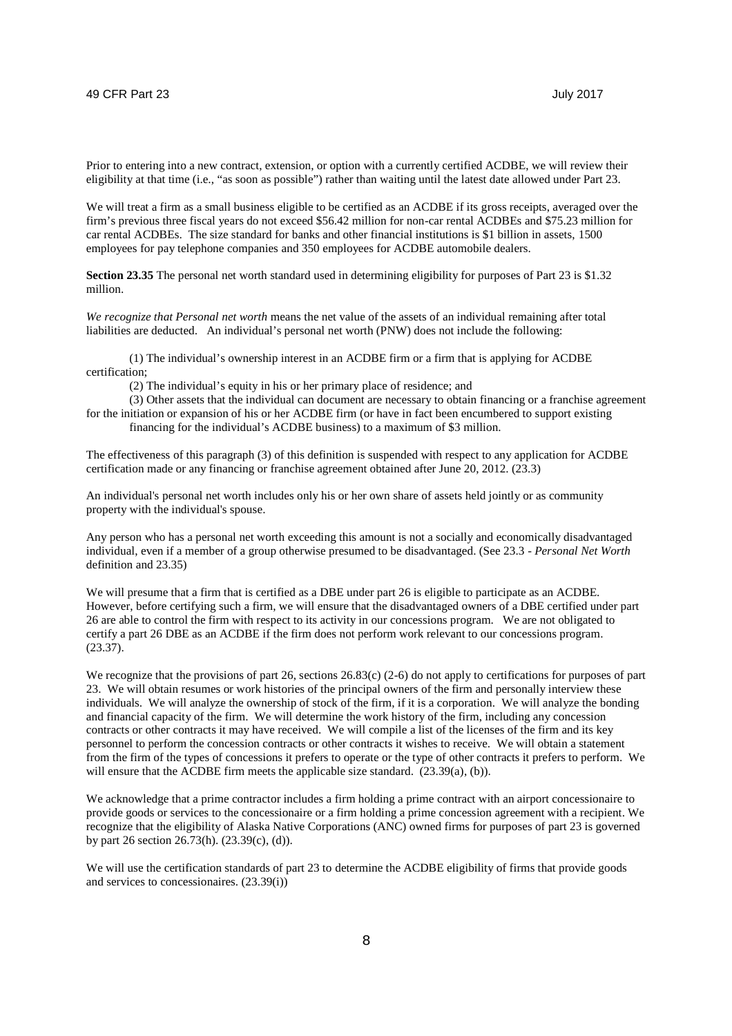Prior to entering into a new contract, extension, or option with a currently certified ACDBE, we will review their eligibility at that time (i.e., "as soon as possible") rather than waiting until the latest date allowed under Part 23.

We will treat a firm as a small business eligible to be certified as an ACDBE if its gross receipts, averaged over the firm's previous three fiscal years do not exceed \$56.42 million for non-car rental ACDBEs and \$75.23 million for car rental ACDBEs. The size standard for banks and other financial institutions is \$1 billion in assets, 1500 employees for pay telephone companies and 350 employees for ACDBE automobile dealers.

**Section 23.35** The personal net worth standard used in determining eligibility for purposes of Part 23 is \$1.32 million.

*We recognize that Personal net worth* means the net value of the assets of an individual remaining after total liabilities are deducted. An individual's personal net worth (PNW) does not include the following:

(1) The individual's ownership interest in an ACDBE firm or a firm that is applying for ACDBE certification;

(2) The individual's equity in his or her primary place of residence; and

(3) Other assets that the individual can document are necessary to obtain financing or a franchise agreement for the initiation or expansion of his or her ACDBE firm (or have in fact been encumbered to support existing financing for the individual's ACDBE business) to a maximum of \$3 million.

The effectiveness of this paragraph (3) of this definition is suspended with respect to any application for ACDBE certification made or any financing or franchise agreement obtained after June 20, 2012. (23.3)

An individual's personal net worth includes only his or her own share of assets held jointly or as community property with the individual's spouse.

Any person who has a personal net worth exceeding this amount is not a socially and economically disadvantaged individual, even if a member of a group otherwise presumed to be disadvantaged. (See 23.3 - *Personal Net Worth* definition and 23.35)

We will presume that a firm that is certified as a DBE under part 26 is eligible to participate as an ACDBE. However, before certifying such a firm, we will ensure that the disadvantaged owners of a DBE certified under part 26 are able to control the firm with respect to its activity in our concessions program. We are not obligated to certify a part 26 DBE as an ACDBE if the firm does not perform work relevant to our concessions program. (23.37).

We recognize that the provisions of part 26, sections 26.83(c) (2-6) do not apply to certifications for purposes of part 23. We will obtain resumes or work histories of the principal owners of the firm and personally interview these individuals. We will analyze the ownership of stock of the firm, if it is a corporation. We will analyze the bonding and financial capacity of the firm. We will determine the work history of the firm, including any concession contracts or other contracts it may have received. We will compile a list of the licenses of the firm and its key personnel to perform the concession contracts or other contracts it wishes to receive. We will obtain a statement from the firm of the types of concessions it prefers to operate or the type of other contracts it prefers to perform. We will ensure that the ACDBE firm meets the applicable size standard. (23.39(a), (b)).

We acknowledge that a prime contractor includes a firm holding a prime contract with an airport concessionaire to provide goods or services to the concessionaire or a firm holding a prime concession agreement with a recipient. We recognize that the eligibility of Alaska Native Corporations (ANC) owned firms for purposes of part 23 is governed by part 26 section 26.73(h). (23.39(c), (d)).

We will use the certification standards of part 23 to determine the ACDBE eligibility of firms that provide goods and services to concessionaires. (23.39(i))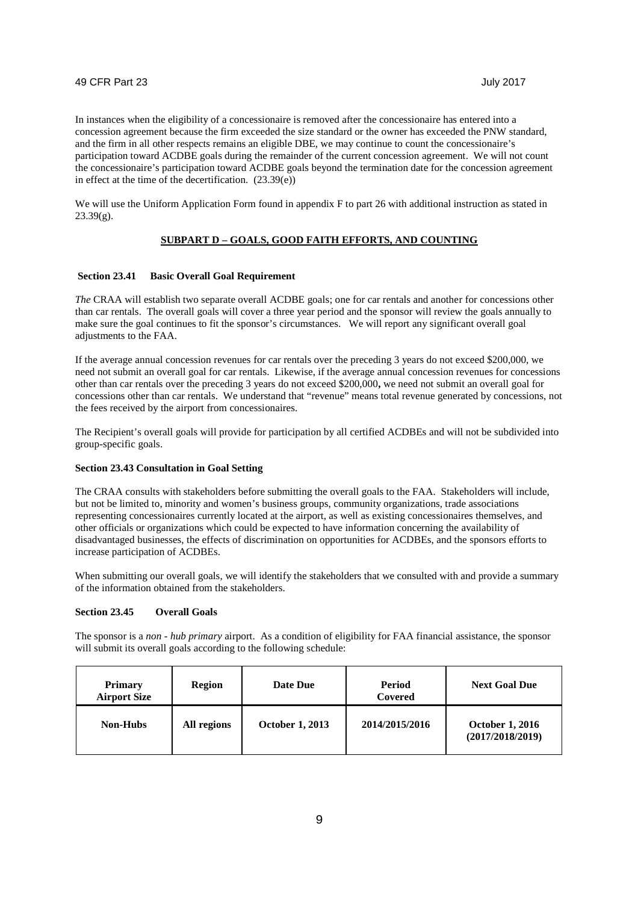In instances when the eligibility of a concessionaire is removed after the concessionaire has entered into a concession agreement because the firm exceeded the size standard or the owner has exceeded the PNW standard, and the firm in all other respects remains an eligible DBE, we may continue to count the concessionaire's participation toward ACDBE goals during the remainder of the current concession agreement. We will not count the concessionaire's participation toward ACDBE goals beyond the termination date for the concession agreement in effect at the time of the decertification. (23.39(e))

We will use the Uniform Application Form found in appendix F to part 26 with additional instruction as stated in 23.39(g).

## SUBPART D – GOALS, GOOD FAITH EFFORTS, AND COUNTING

### Section 23.41 Basic Overall Goal Requirement

*The* CRAA will establish two separate overall ACDBE goals; one for car rentals and another for concessions other than car rentals. The overall goals will cover a three year period and the sponsor will review the goals annually to make sure the goal continues to fit the sponsor's circumstances. We will report any significant overall goal adjustments to the FAA.

If the average annual concession revenues for car rentals over the preceding 3 years do not exceed $200,000, we need not submit an overall goal for car rentals. Likewise, if the average annual concession revenues for concessions other than car rentals over the preceding 3 years do not exceed $200,000**,** we need not submit an overall goal for concessions other than car rentals. We understand that "revenue" means total revenue generated by concessions, not the fees received by the airport from concessionaires.

The Recipient's overall goals will provide for participation by all certified ACDBEs and will not be subdivided into group-specific goals.

### Section 23.43 Consultation in Goal Setting

The CRAA consults with stakeholders before submitting the overall goals to the FAA. Stakeholders will include, but not be limited to, minority and women's business groups, community organizations, trade associations representing concessionaires currently located at the airport, as well as existing concessionaires themselves, and other officials or organizations which could be expected to have information concerning the availability of disadvantaged businesses, the effects of discrimination on opportunities for ACDBEs, and the sponsors efforts to increase participation of ACDBEs.

When submitting our overall goals, we will identify the stakeholders that we consulted with and provide a summary of the information obtained from the stakeholders.

### Section 23.45 Overall Goals

The sponsor is a *non - hub primary* airport. As a condition of eligibility for FAA financial assistance, the sponsor will submit its overall goals according to the following schedule:

| Primary Airport Size | Region | Date Due | Period Covered | Next Goal Due |
|---|---|---|---|---|
| **Non-Hubs** | **All regions** | **October 1, 2013** | **2014/2015/2016** | **October 1, 2016 (2017/2018/2019)** |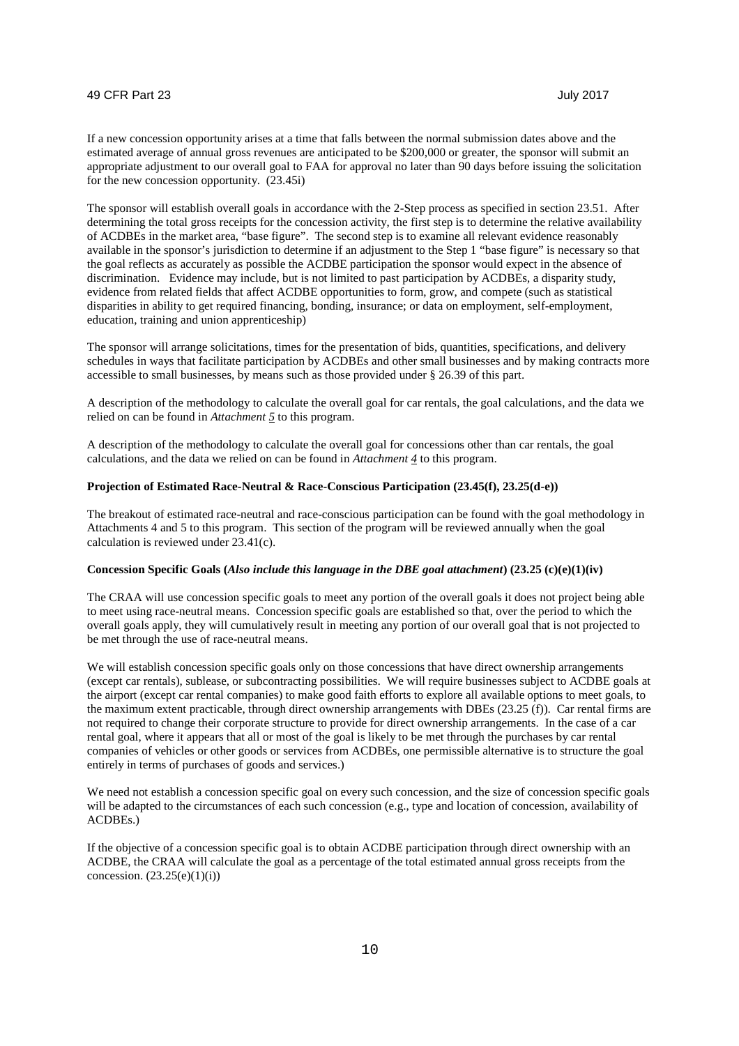If a new concession opportunity arises at a time that falls between the normal submission dates above and the estimated average of annual gross revenues are anticipated to be $200,000 or greater, the sponsor will submit an appropriate adjustment to our overall goal to FAA for approval no later than 90 days before issuing the solicitation for the new concession opportunity. (23.45i)

The sponsor will establish overall goals in accordance with the 2-Step process as specified in section 23.51. After determining the total gross receipts for the concession activity, the first step is to determine the relative availability of ACDBEs in the market area, "base figure". The second step is to examine all relevant evidence reasonably available in the sponsor's jurisdiction to determine if an adjustment to the Step 1 "base figure" is necessary so that the goal reflects as accurately as possible the ACDBE participation the sponsor would expect in the absence of discrimination. Evidence may include, but is not limited to past participation by ACDBEs, a disparity study, evidence from related fields that affect ACDBE opportunities to form, grow, and compete (such as statistical disparities in ability to get required financing, bonding, insurance; or data on employment, self-employment, education, training and union apprenticeship)

The sponsor will arrange solicitations, times for the presentation of bids, quantities, specifications, and delivery schedules in ways that facilitate participation by ACDBEs and other small businesses and by making contracts more accessible to small businesses, by means such as those provided under § 26.39 of this part.

A description of the methodology to calculate the overall goal for car rentals, the goal calculations, and the data we relied on can be found in *Attachment 5* to this program.

A description of the methodology to calculate the overall goal for concessions other than car rentals, the goal calculations, and the data we relied on can be found in *Attachment 4* to this program.

**Projection of Estimated Race-Neutral & Race-Conscious Participation (23.45(f), 23.25(d-e))**

The breakout of estimated race-neutral and race-conscious participation can be found with the goal methodology in Attachments 4 and 5 to this program. This section of the program will be reviewed annually when the goal calculation is reviewed under 23.41(c).

**Concession Specific Goals (*Also include this language in the DBE goal attachment*) (23.25 (c)(e)(1)(iv)**

The CRAA will use concession specific goals to meet any portion of the overall goals it does not project being able to meet using race-neutral means. Concession specific goals are established so that, over the period to which the overall goals apply, they will cumulatively result in meeting any portion of our overall goal that is not projected to be met through the use of race-neutral means.

We will establish concession specific goals only on those concessions that have direct ownership arrangements (except car rentals), sublease, or subcontracting possibilities. We will require businesses subject to ACDBE goals at the airport (except car rental companies) to make good faith efforts to explore all available options to meet goals, to the maximum extent practicable, through direct ownership arrangements with DBEs (23.25 (f)). Car rental firms are not required to change their corporate structure to provide for direct ownership arrangements. In the case of a car rental goal, where it appears that all or most of the goal is likely to be met through the purchases by car rental companies of vehicles or other goods or services from ACDBEs, one permissible alternative is to structure the goal entirely in terms of purchases of goods and services.)

We need not establish a concession specific goal on every such concession, and the size of concession specific goals will be adapted to the circumstances of each such concession (e.g., type and location of concession, availability of ACDBEs.)

If the objective of a concession specific goal is to obtain ACDBE participation through direct ownership with an ACDBE, the CRAA will calculate the goal as a percentage of the total estimated annual gross receipts from the concession. (23.25(e)(1)(i))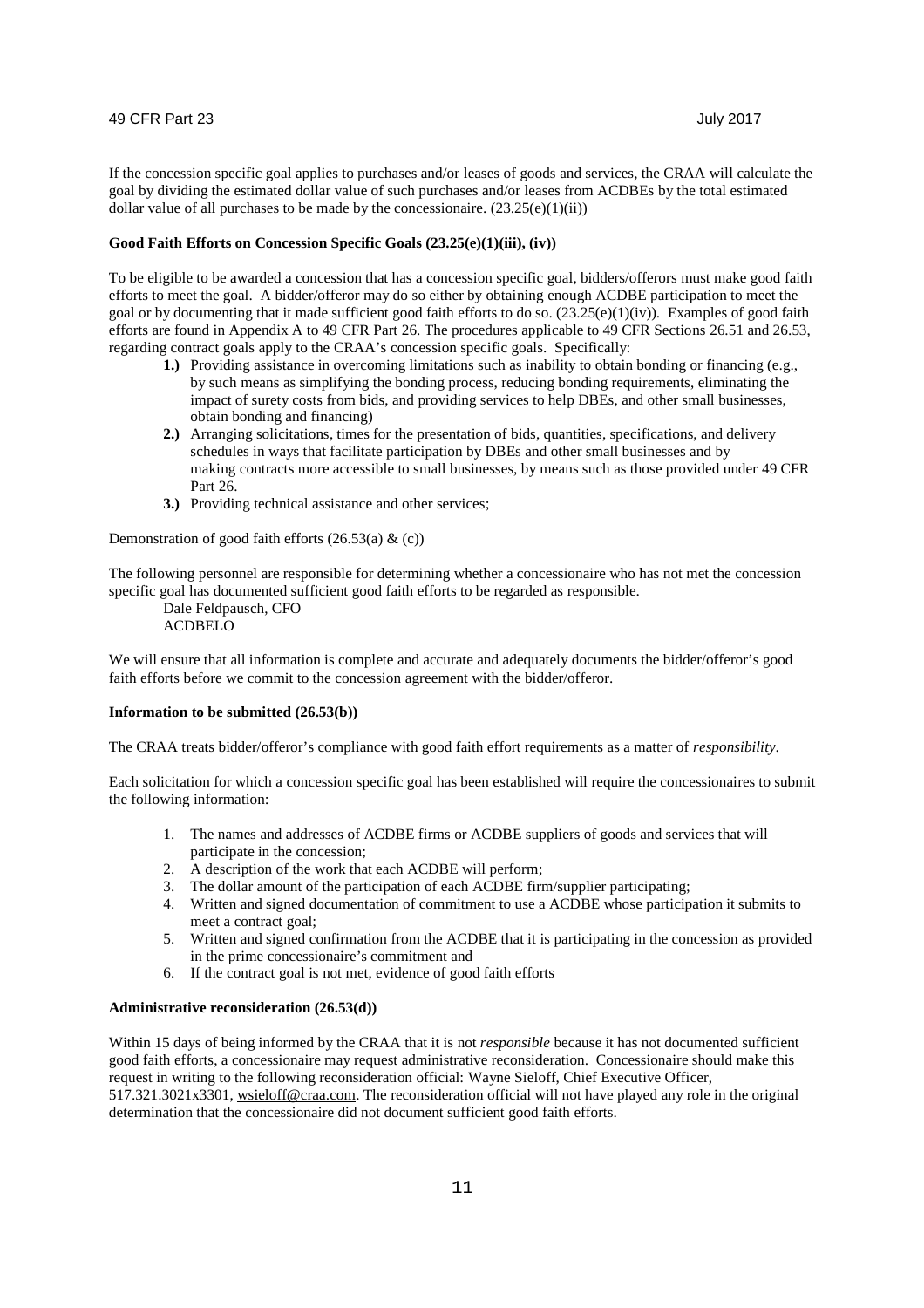If the concession specific goal applies to purchases and/or leases of goods and services, the CRAA will calculate the goal by dividing the estimated dollar value of such purchases and/or leases from ACDBEs by the total estimated dollar value of all purchases to be made by the concessionaire. (23.25(e)(1)(ii))

**Good Faith Efforts on Concession Specific Goals (23.25(e)(1)(iii), (iv))**

To be eligible to be awarded a concession that has a concession specific goal, bidders/offerors must make good faith efforts to meet the goal. A bidder/offeror may do so either by obtaining enough ACDBE participation to meet the goal or by documenting that it made sufficient good faith efforts to do so. (23.25(e)(1)(iv)). Examples of good faith efforts are found in Appendix A to 49 CFR Part 26. The procedures applicable to 49 CFR Sections 26.51 and 26.53, regarding contract goals apply to the CRAA's concession specific goals. Specifically:

**1.)** Providing assistance in overcoming limitations such as inability to obtain bonding or financing (e.g., by such means as simplifying the bonding process, reducing bonding requirements, eliminating the impact of surety costs from bids, and providing services to help DBEs, and other small businesses, obtain bonding and financing)

**2.)** Arranging solicitations, times for the presentation of bids, quantities, specifications, and delivery schedules in ways that facilitate participation by DBEs and other small businesses and by making contracts more accessible to small businesses, by means such as those provided under 49 CFR Part 26.

**3.)** Providing technical assistance and other services;

Demonstration of good faith efforts (26.53(a) & (c))

The following personnel are responsible for determining whether a concessionaire who has not met the concession specific goal has documented sufficient good faith efforts to be regarded as responsible.

Dale Feldpausch, CFO
ACDBELO

We will ensure that all information is complete and accurate and adequately documents the bidder/offeror's good faith efforts before we commit to the concession agreement with the bidder/offeror.

**Information to be submitted (26.53(b))**

The CRAA treats bidder/offeror's compliance with good faith effort requirements as a matter of *responsibility*.

Each solicitation for which a concession specific goal has been established will require the concessionaires to submit the following information:

1. The names and addresses of ACDBE firms or ACDBE suppliers of goods and services that will participate in the concession;
2. A description of the work that each ACDBE will perform;
3. The dollar amount of the participation of each ACDBE firm/supplier participating;
4. Written and signed documentation of commitment to use a ACDBE whose participation it submits to meet a contract goal;
5. Written and signed confirmation from the ACDBE that it is participating in the concession as provided in the prime concessionaire's commitment and
6. If the contract goal is not met, evidence of good faith efforts

**Administrative reconsideration (26.53(d))**

Within 15 days of being informed by the CRAA that it is not *responsible* because it has not documented sufficient good faith efforts, a concessionaire may request administrative reconsideration. Concessionaire should make this request in writing to the following reconsideration official: Wayne Sieloff, Chief Executive Officer, 517.321.3021x3301, wsieloff@craa.com. The reconsideration official will not have played any role in the original determination that the concessionaire did not document sufficient good faith efforts.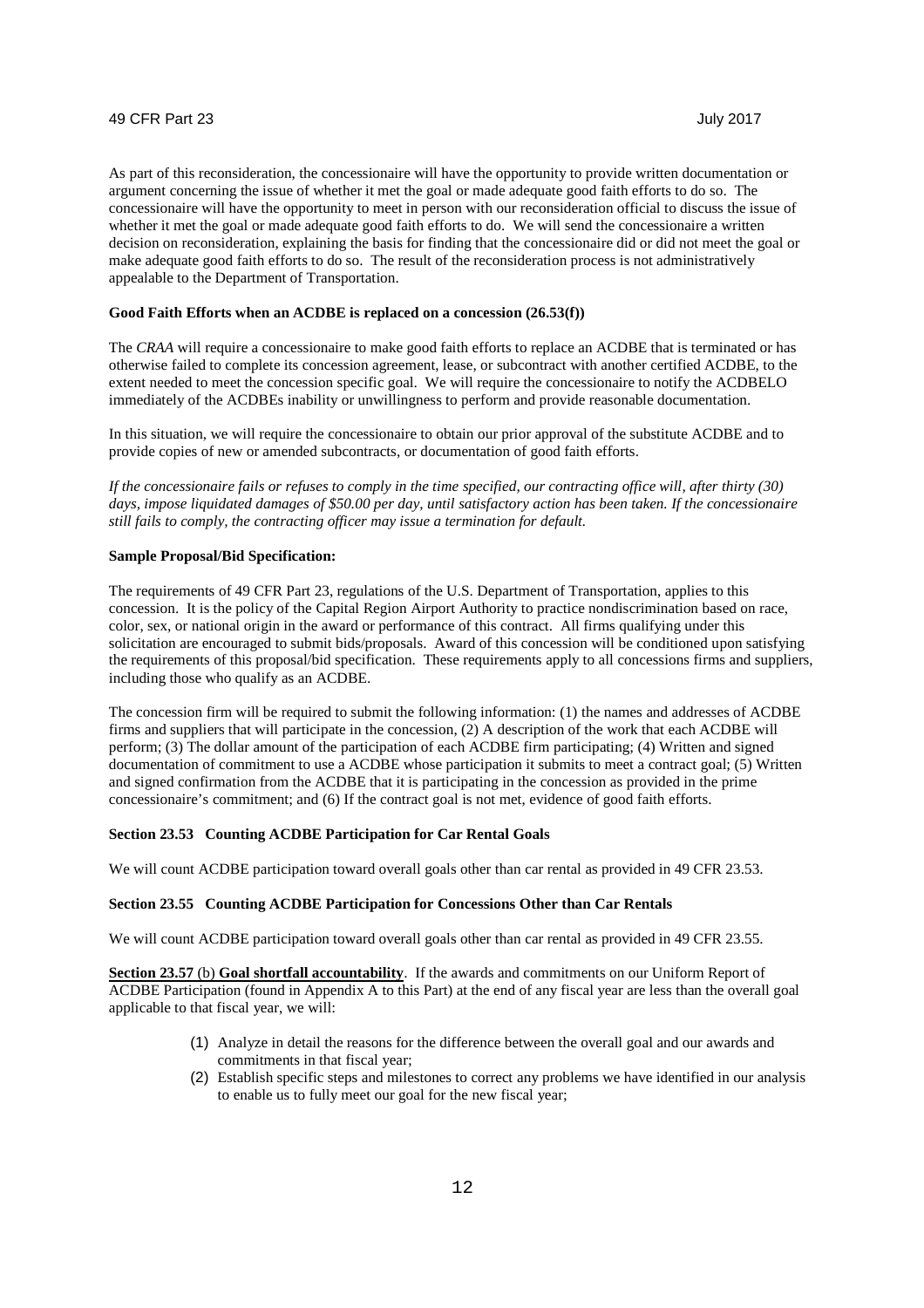As part of this reconsideration, the concessionaire will have the opportunity to provide written documentation or argument concerning the issue of whether it met the goal or made adequate good faith efforts to do so. The concessionaire will have the opportunity to meet in person with our reconsideration official to discuss the issue of whether it met the goal or made adequate good faith efforts to do. We will send the concessionaire a written decision on reconsideration, explaining the basis for finding that the concessionaire did or did not meet the goal or make adequate good faith efforts to do so. The result of the reconsideration process is not administratively appealable to the Department of Transportation.

**Good Faith Efforts when an ACDBE is replaced on a concession (26.53(f))**

The *CRAA* will require a concessionaire to make good faith efforts to replace an ACDBE that is terminated or has otherwise failed to complete its concession agreement, lease, or subcontract with another certified ACDBE, to the extent needed to meet the concession specific goal. We will require the concessionaire to notify the ACDBELO immediately of the ACDBEs inability or unwillingness to perform and provide reasonable documentation.

In this situation, we will require the concessionaire to obtain our prior approval of the substitute ACDBE and to provide copies of new or amended subcontracts, or documentation of good faith efforts.

*If the concessionaire fails or refuses to comply in the time specified, our contracting office will, after thirty (30) days, impose liquidated damages of $50.00 per day, until satisfactory action has been taken. If the concessionaire still fails to comply, the contracting officer may issue a termination for default.*

**Sample Proposal/Bid Specification:**

The requirements of 49 CFR Part 23, regulations of the U.S. Department of Transportation, applies to this concession. It is the policy of the Capital Region Airport Authority to practice nondiscrimination based on race, color, sex, or national origin in the award or performance of this contract. All firms qualifying under this solicitation are encouraged to submit bids/proposals. Award of this concession will be conditioned upon satisfying the requirements of this proposal/bid specification. These requirements apply to all concessions firms and suppliers, including those who qualify as an ACDBE.

The concession firm will be required to submit the following information: (1) the names and addresses of ACDBE firms and suppliers that will participate in the concession, (2) A description of the work that each ACDBE will perform; (3) The dollar amount of the participation of each ACDBE firm participating; (4) Written and signed documentation of commitment to use a ACDBE whose participation it submits to meet a contract goal; (5) Written and signed confirmation from the ACDBE that it is participating in the concession as provided in the prime concessionaire's commitment; and (6) If the contract goal is not met, evidence of good faith efforts.

**Section 23.53 Counting ACDBE Participation for Car Rental Goals**

We will count ACDBE participation toward overall goals other than car rental as provided in 49 CFR 23.53.

**Section 23.55 Counting ACDBE Participation for Concessions Other than Car Rentals**

We will count ACDBE participation toward overall goals other than car rental as provided in 49 CFR 23.55.

**Section 23.57** (b) **Goal shortfall accountability**. If the awards and commitments on our Uniform Report of ACDBE Participation (found in Appendix A to this Part) at the end of any fiscal year are less than the overall goal applicable to that fiscal year, we will:

(1) Analyze in detail the reasons for the difference between the overall goal and our awards and commitments in that fiscal year;
(2) Establish specific steps and milestones to correct any problems we have identified in our analysis to enable us to fully meet our goal for the new fiscal year;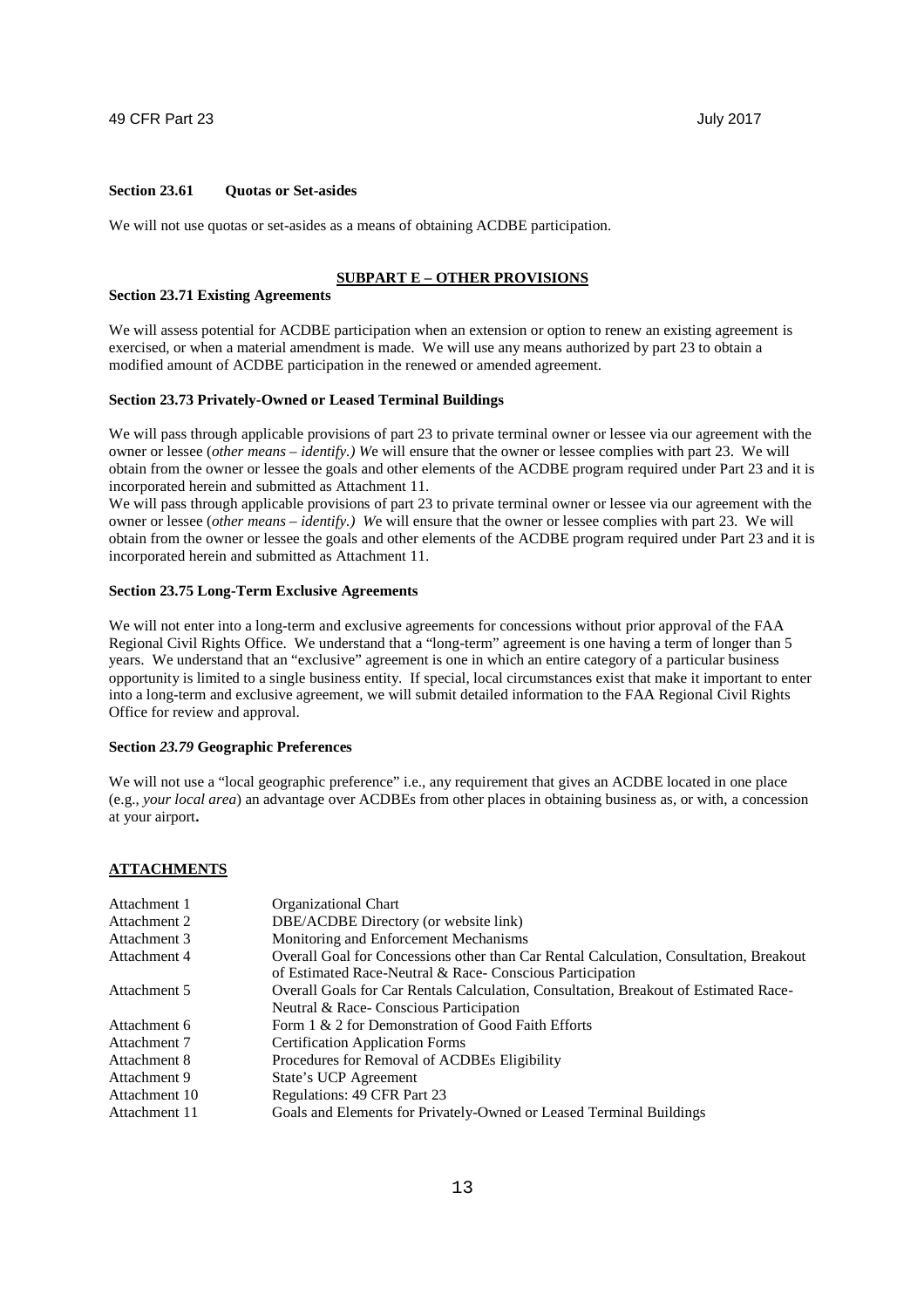**Section 23.61 Quotas or Set-asides**

We will not use quotas or set-asides as a means of obtaining ACDBE participation.

## SUBPART E – OTHER PROVISIONS

**Section 23.71 Existing Agreements**

We will assess potential for ACDBE participation when an extension or option to renew an existing agreement is exercised, or when a material amendment is made. We will use any means authorized by part 23 to obtain a modified amount of ACDBE participation in the renewed or amended agreement.

**Section 23.73 Privately-Owned or Leased Terminal Buildings**

We will pass through applicable provisions of part 23 to private terminal owner or lessee via our agreement with the owner or lessee (*other means – identify.)* We will ensure that the owner or lessee complies with part 23. We will obtain from the owner or lessee the goals and other elements of the ACDBE program required under Part 23 and it is incorporated herein and submitted as Attachment 11.
We will pass through applicable provisions of part 23 to private terminal owner or lessee via our agreement with the owner or lessee (*other means – identify.)* We will ensure that the owner or lessee complies with part 23. We will obtain from the owner or lessee the goals and other elements of the ACDBE program required under Part 23 and it is incorporated herein and submitted as Attachment 11.

**Section 23.75 Long-Term Exclusive Agreements**

We will not enter into a long-term and exclusive agreements for concessions without prior approval of the FAA Regional Civil Rights Office. We understand that a "long-term" agreement is one having a term of longer than 5 years. We understand that an "exclusive" agreement is one in which an entire category of a particular business opportunity is limited to a single business entity. If special, local circumstances exist that make it important to enter into a long-term and exclusive agreement, we will submit detailed information to the FAA Regional Civil Rights Office for review and approval.

**Section *23.79* Geographic Preferences**

We will not use a "local geographic preference" i.e., any requirement that gives an ACDBE located in one place (e.g., *your local area*) an advantage over ACDBEs from other places in obtaining business as, or with, a concession at your airport**.**

**ATTACHMENTS**

| | |
|---|---|
| Attachment 1 | Organizational Chart |
| Attachment 2 | DBE/ACDBE Directory (or website link) |
| Attachment 3 | Monitoring and Enforcement Mechanisms |
| Attachment 4 | Overall Goal for Concessions other than Car Rental Calculation, Consultation, Breakout of Estimated Race-Neutral & Race- Conscious Participation |
| Attachment 5 | Overall Goals for Car Rentals Calculation, Consultation, Breakout of Estimated Race-Neutral & Race- Conscious Participation |
| Attachment 6 | Form 1 & 2 for Demonstration of Good Faith Efforts |
| Attachment 7 | Certification Application Forms |
| Attachment 8 | Procedures for Removal of ACDBEs Eligibility |
| Attachment 9 | State's UCP Agreement |
| Attachment 10 | Regulations: 49 CFR Part 23 |
| Attachment 11 | Goals and Elements for Privately-Owned or Leased Terminal Buildings |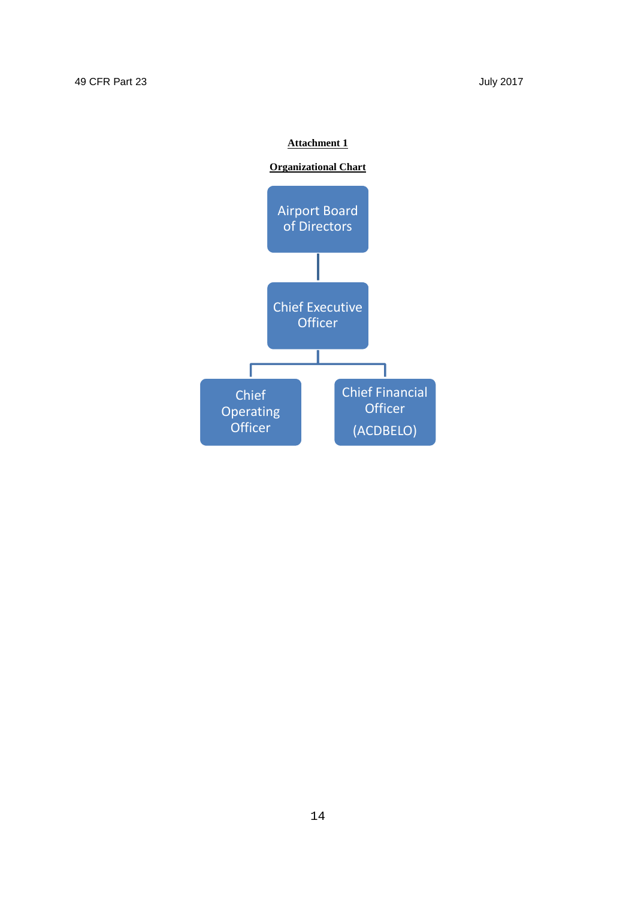**Attachment 1**

**Organizational Chart**

- Airport Board of Directors
  - Chief Executive Officer
    - Chief Operating Officer
    - Chief Financial Officer (ACDBELO)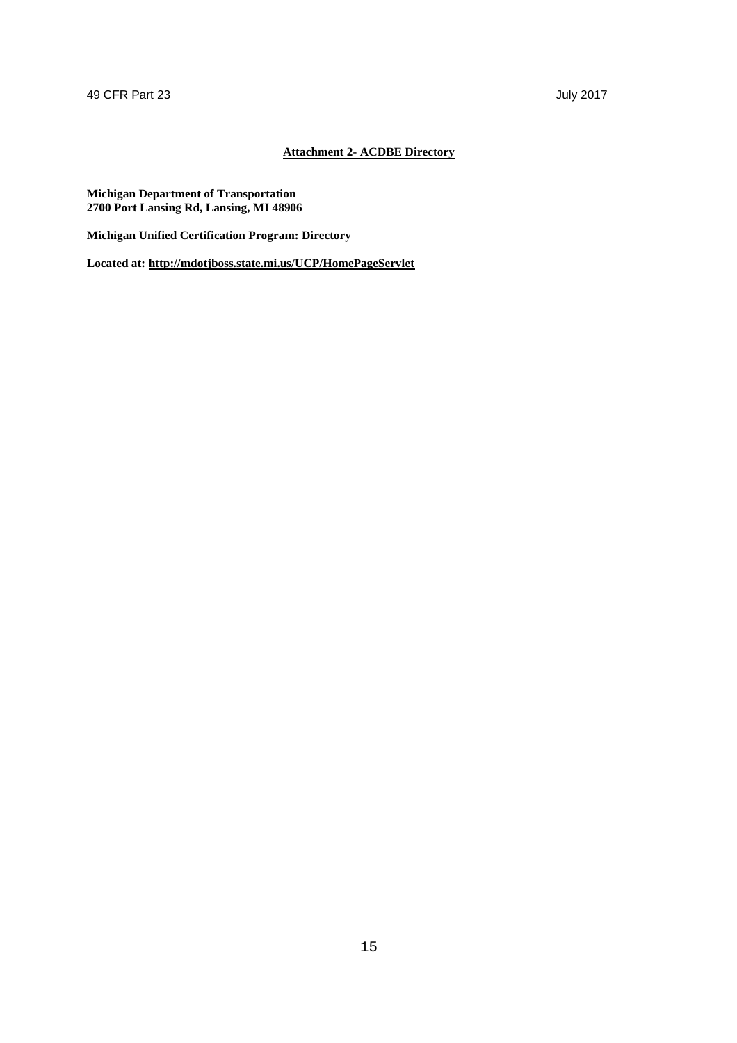## Attachment 2- ACDBE Directory

**Michigan Department of Transportation**
**2700 Port Lansing Rd, Lansing, MI 48906**

**Michigan Unified Certification Program: Directory**

**Located at: http://mdotjboss.state.mi.us/UCP/HomePageServlet**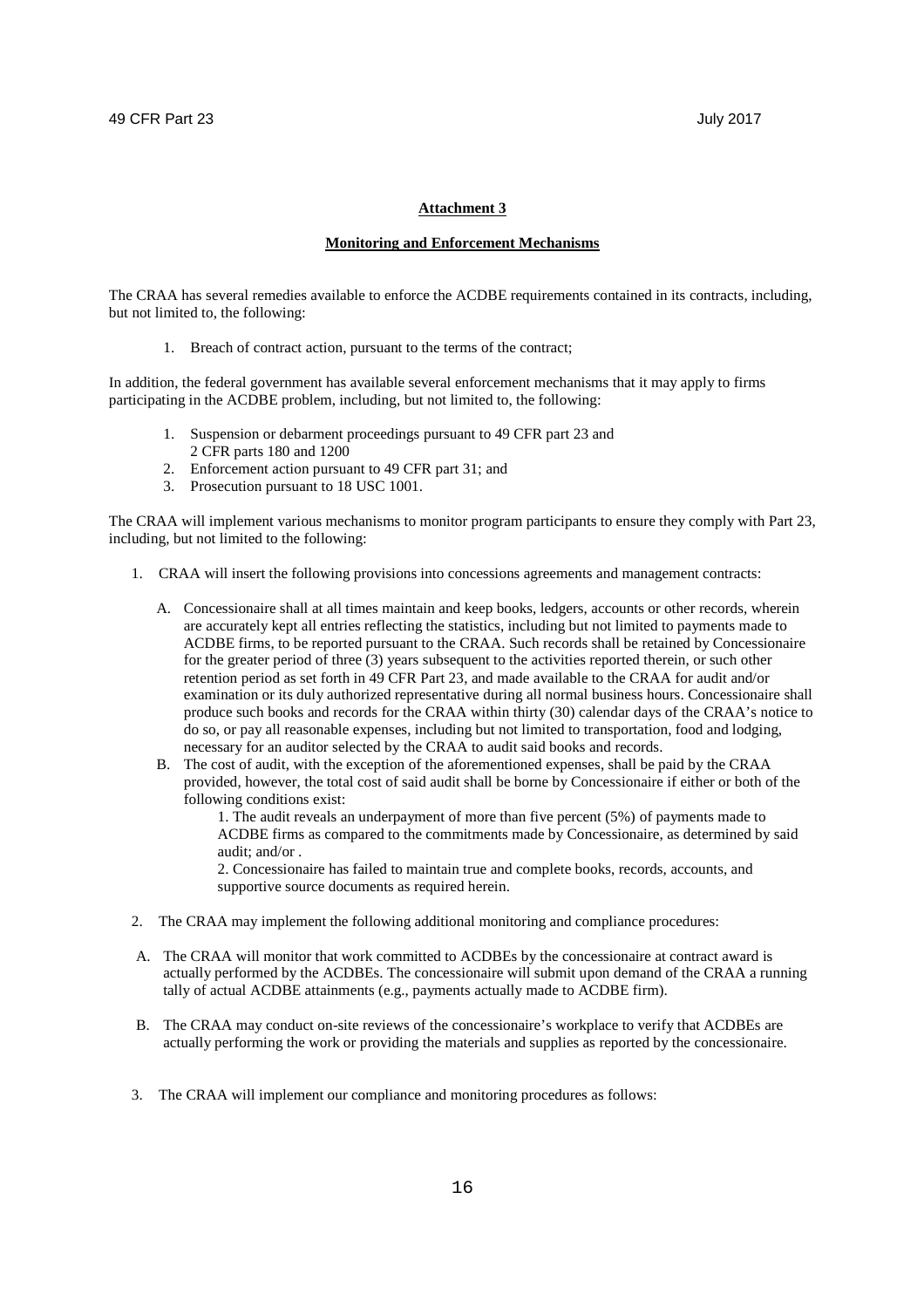## Attachment 3

### Monitoring and Enforcement Mechanisms

The CRAA has several remedies available to enforce the ACDBE requirements contained in its contracts, including, but not limited to, the following:

1. Breach of contract action, pursuant to the terms of the contract;

In addition, the federal government has available several enforcement mechanisms that it may apply to firms participating in the ACDBE problem, including, but not limited to, the following:

1. Suspension or debarment proceedings pursuant to 49 CFR part 23 and 2 CFR parts 180 and 1200
2. Enforcement action pursuant to 49 CFR part 31; and
3. Prosecution pursuant to 18 USC 1001.

The CRAA will implement various mechanisms to monitor program participants to ensure they comply with Part 23, including, but not limited to the following:

1. CRAA will insert the following provisions into concessions agreements and management contracts:

   A. Concessionaire shall at all times maintain and keep books, ledgers, accounts or other records, wherein are accurately kept all entries reflecting the statistics, including but not limited to payments made to ACDBE firms, to be reported pursuant to the CRAA. Such records shall be retained by Concessionaire for the greater period of three (3) years subsequent to the activities reported therein, or such other retention period as set forth in 49 CFR Part 23, and made available to the CRAA for audit and/or examination or its duly authorized representative during all normal business hours. Concessionaire shall produce such books and records for the CRAA within thirty (30) calendar days of the CRAA's notice to do so, or pay all reasonable expenses, including but not limited to transportation, food and lodging, necessary for an auditor selected by the CRAA to audit said books and records.

   B. The cost of audit, with the exception of the aforementioned expenses, shall be paid by the CRAA provided, however, the total cost of said audit shall be borne by Concessionaire if either or both of the following conditions exist:

      1. The audit reveals an underpayment of more than five percent (5%) of payments made to ACDBE firms as compared to the commitments made by Concessionaire, as determined by said audit; and/or .

      2. Concessionaire has failed to maintain true and complete books, records, accounts, and supportive source documents as required herein.

2. The CRAA may implement the following additional monitoring and compliance procedures:

   A. The CRAA will monitor that work committed to ACDBEs by the concessionaire at contract award is actually performed by the ACDBEs. The concessionaire will submit upon demand of the CRAA a running tally of actual ACDBE attainments (e.g., payments actually made to ACDBE firm).

   B. The CRAA may conduct on-site reviews of the concessionaire's workplace to verify that ACDBEs are actually performing the work or providing the materials and supplies as reported by the concessionaire.

3. The CRAA will implement our compliance and monitoring procedures as follows: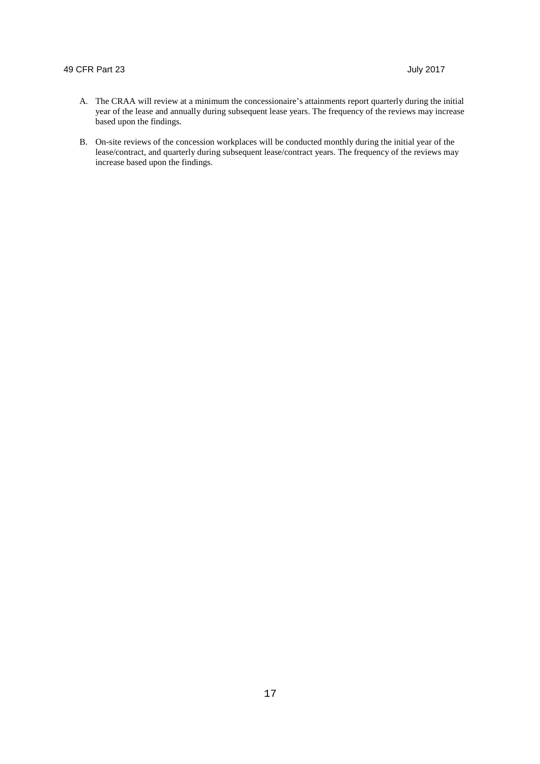A. The CRAA will review at a minimum the concessionaire's attainments report quarterly during the initial year of the lease and annually during subsequent lease years. The frequency of the reviews may increase based upon the findings.

B. On-site reviews of the concession workplaces will be conducted monthly during the initial year of the lease/contract, and quarterly during subsequent lease/contract years. The frequency of the reviews may increase based upon the findings.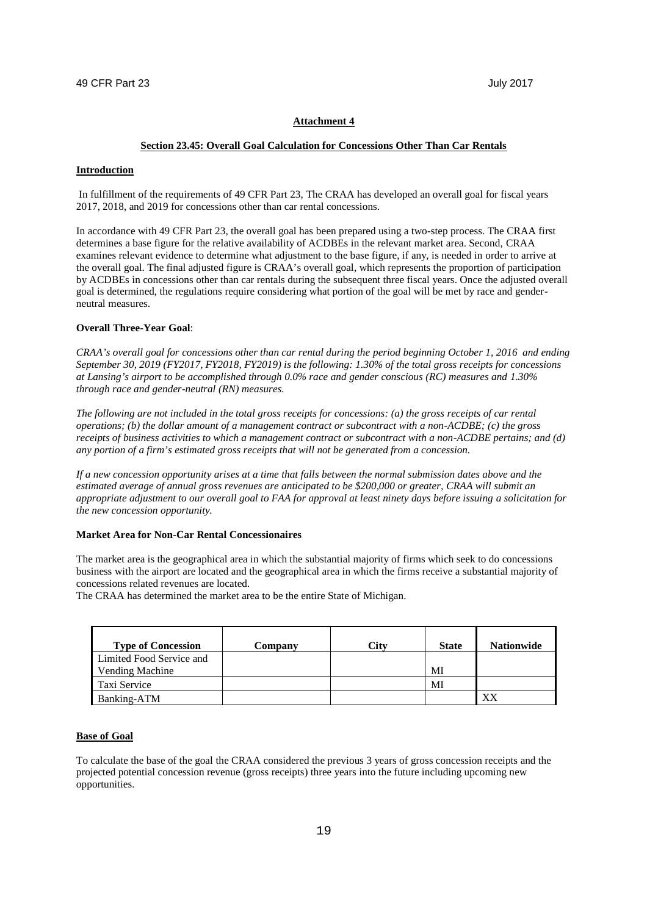## Attachment 4

### Section 23.45: Overall Goal Calculation for Concessions Other Than Car Rentals

**Introduction**

In fulfillment of the requirements of 49 CFR Part 23, The CRAA has developed an overall goal for fiscal years 2017, 2018, and 2019 for concessions other than car rental concessions.

In accordance with 49 CFR Part 23, the overall goal has been prepared using a two-step process. The CRAA first determines a base figure for the relative availability of ACDBEs in the relevant market area. Second, CRAA examines relevant evidence to determine what adjustment to the base figure, if any, is needed in order to arrive at the overall goal. The final adjusted figure is CRAA's overall goal, which represents the proportion of participation by ACDBEs in concessions other than car rentals during the subsequent three fiscal years. Once the adjusted overall goal is determined, the regulations require considering what portion of the goal will be met by race and gender-neutral measures.

**Overall Three-Year Goal**:

*CRAA's overall goal for concessions other than car rental during the period beginning October 1, 2016 and ending September 30, 2019 (FY2017, FY2018, FY2019) is the following: 1.30% of the total gross receipts for concessions at Lansing's airport to be accomplished through 0.0% race and gender conscious (RC) measures and 1.30% through race and gender-neutral (RN) measures.*

*The following are not included in the total gross receipts for concessions: (a) the gross receipts of car rental operations; (b) the dollar amount of a management contract or subcontract with a non-ACDBE; (c) the gross receipts of business activities to which a management contract or subcontract with a non-ACDBE pertains; and (d) any portion of a firm's estimated gross receipts that will not be generated from a concession.*

*If a new concession opportunity arises at a time that falls between the normal submission dates above and the estimated average of annual gross revenues are anticipated to be $200,000 or greater, CRAA will submit an appropriate adjustment to our overall goal to FAA for approval at least ninety days before issuing a solicitation for the new concession opportunity.*

**Market Area for Non-Car Rental Concessionaires**

The market area is the geographical area in which the substantial majority of firms which seek to do concessions business with the airport are located and the geographical area in which the firms receive a substantial majority of concessions related revenues are located.
The CRAA has determined the market area to be the entire State of Michigan.

| Type of Concession | Company | City | State | Nationwide |
|---|---|---|---|---|
| Limited Food Service and Vending Machine | | | MI | |
| Taxi Service | | | MI | |
| Banking-ATM | | | | XX |

**Base of Goal**

To calculate the base of the goal the CRAA considered the previous 3 years of gross concession receipts and the projected potential concession revenue (gross receipts) three years into the future including upcoming new opportunities.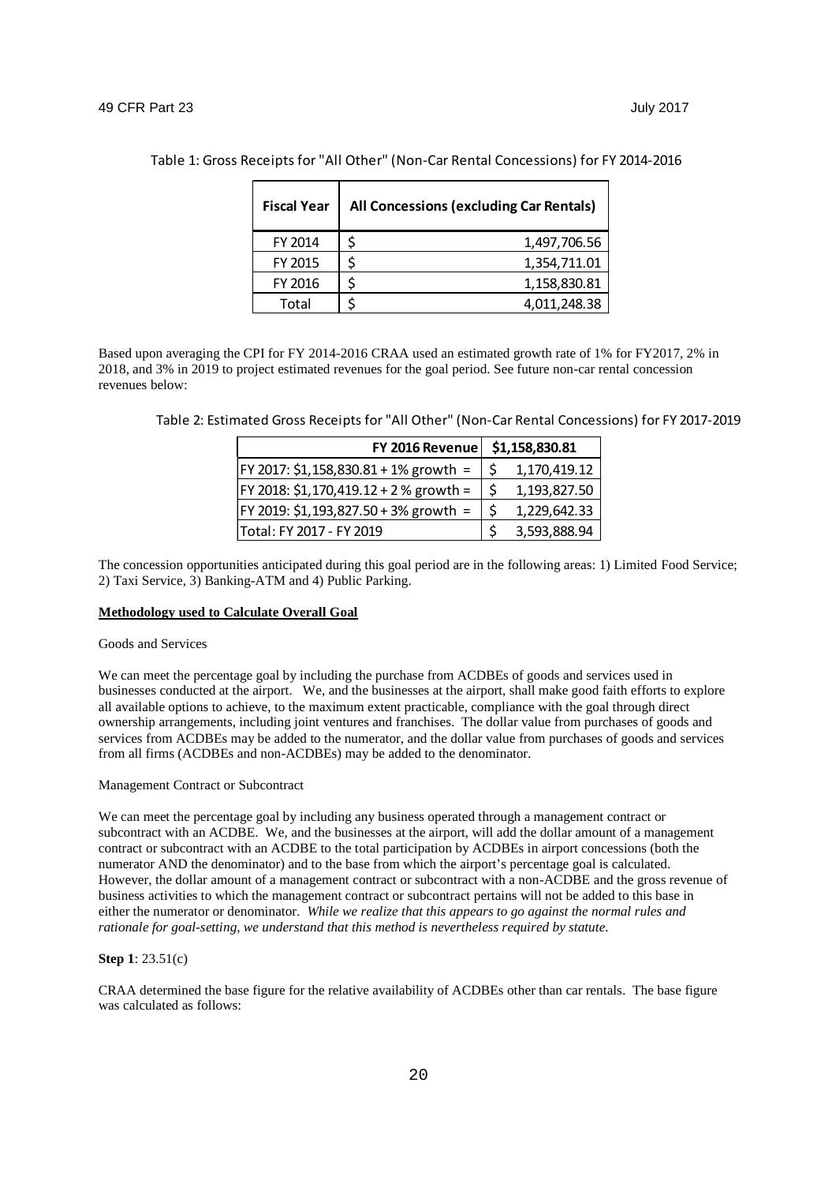Table 1: Gross Receipts for "All Other" (Non-Car Rental Concessions) for FY 2014-2016

| Fiscal Year | All Concessions (excluding Car Rentals) |
|---|---|
| FY 2014 | $ 1,497,706.56 |
| FY 2015 | $ 1,354,711.01 |
| FY 2016 | $ 1,158,830.81 |
| Total | $ 4,011,248.38 |

Based upon averaging the CPI for FY 2014-2016 CRAA used an estimated growth rate of 1% for FY2017, 2% in 2018, and 3% in 2019 to project estimated revenues for the goal period. See future non-car rental concession revenues below:

Table 2: Estimated Gross Receipts for "All Other" (Non-Car Rental Concessions) for FY 2017-2019

| FY 2016 Revenue | $1,158,830.81 |
|---|---|
| FY 2017: $1,158,830.81 + 1% growth = | $ 1,170,419.12 |
| FY 2018: $1,170,419.12 + 2 % growth = | $ 1,193,827.50 |
| FY 2019: $1,193,827.50 + 3% growth = | $ 1,229,642.33 |
| Total: FY 2017 - FY 2019 | $ 3,593,888.94 |

The concession opportunities anticipated during this goal period are in the following areas: 1) Limited Food Service; 2) Taxi Service, 3) Banking-ATM and 4) Public Parking.

**Methodology used to Calculate Overall Goal**

Goods and Services

We can meet the percentage goal by including the purchase from ACDBEs of goods and services used in businesses conducted at the airport. We, and the businesses at the airport, shall make good faith efforts to explore all available options to achieve, to the maximum extent practicable, compliance with the goal through direct ownership arrangements, including joint ventures and franchises. The dollar value from purchases of goods and services from ACDBEs may be added to the numerator, and the dollar value from purchases of goods and services from all firms (ACDBEs and non-ACDBEs) may be added to the denominator.

Management Contract or Subcontract

We can meet the percentage goal by including any business operated through a management contract or subcontract with an ACDBE. We, and the businesses at the airport, will add the dollar amount of a management contract or subcontract with an ACDBE to the total participation by ACDBEs in airport concessions (both the numerator AND the denominator) and to the base from which the airport's percentage goal is calculated. However, the dollar amount of a management contract or subcontract with a non-ACDBE and the gross revenue of business activities to which the management contract or subcontract pertains will not be added to this base in either the numerator or denominator. *While we realize that this appears to go against the normal rules and rationale for goal-setting, we understand that this method is nevertheless required by statute.*

**Step 1**: 23.51(c)

CRAA determined the base figure for the relative availability of ACDBEs other than car rentals. The base figure was calculated as follows: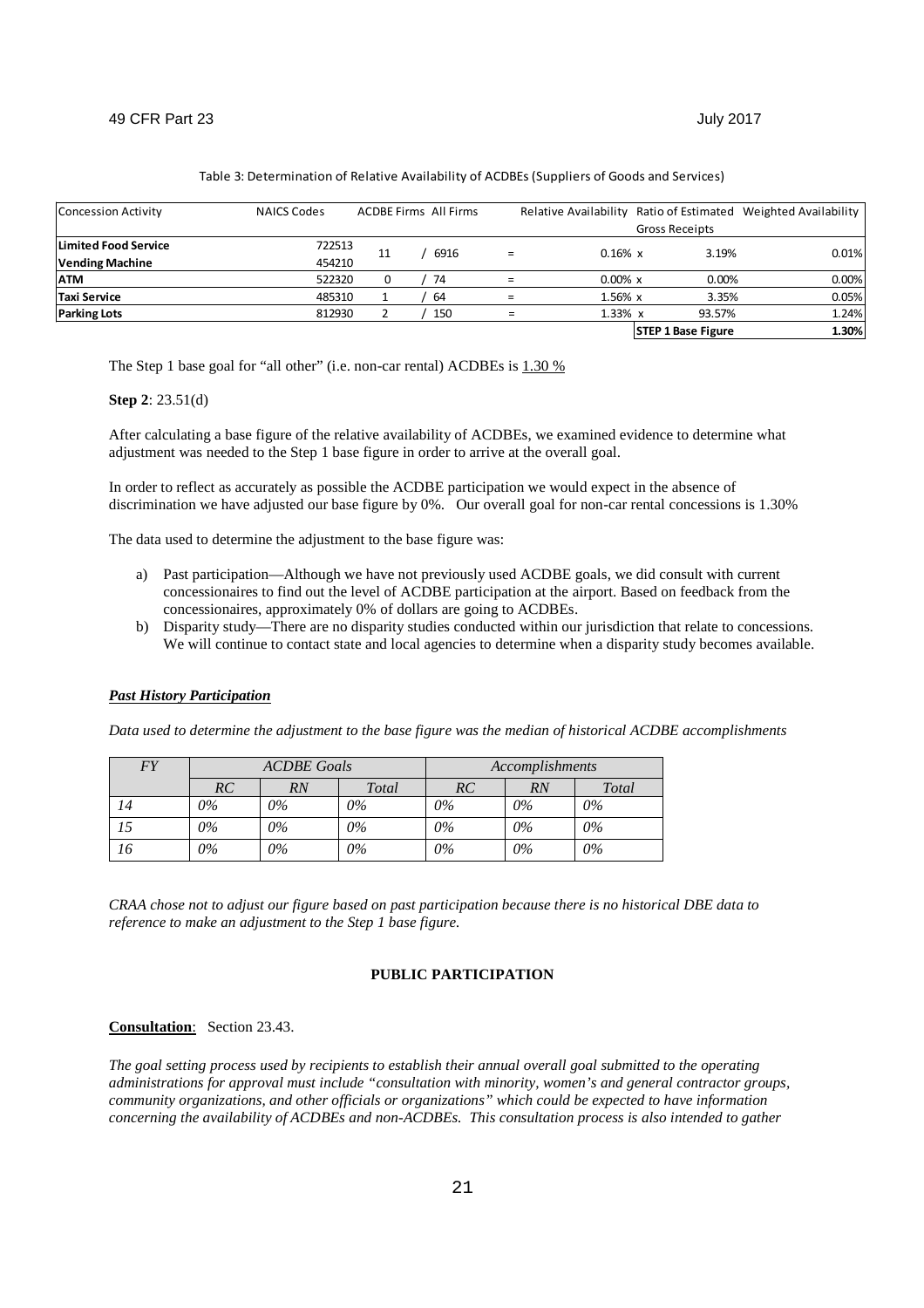Table 3: Determination of Relative Availability of ACDBEs (Suppliers of Goods and Services)

| Concession Activity | NAICS Codes | ACDBE Firms | | All Firms | | Relative Availability | | Ratio of Estimated Gross Receipts | Weighted Availability |
|---|---|---|---|---|---|---|---|---|---|
| **Limited Food Service** | 722513 | 11 | / | 6916 | = | 0.16% | x | 3.19% | 0.01% |
| **Vending Machine** | 454210 | | | | | | | | |
| **ATM** | 522320 | 0 | / | 74 | = | 0.00% | x | 0.00% | 0.00% |
| **Taxi Service** | 485310 | 1 | / | 64 | = | 1.56% | x | 3.35% | 0.05% |
| **Parking Lots** | 812930 | 2 | / | 150 | = | 1.33% | x | 93.57% | 1.24% |
| | | | | | | | | **STEP 1 Base Figure** | **1.30%** |

The Step 1 base goal for "all other" (i.e. non-car rental) ACDBEs is 1.30 %

**Step 2**: 23.51(d)

After calculating a base figure of the relative availability of ACDBEs, we examined evidence to determine what adjustment was needed to the Step 1 base figure in order to arrive at the overall goal.

In order to reflect as accurately as possible the ACDBE participation we would expect in the absence of discrimination we have adjusted our base figure by 0%. Our overall goal for non-car rental concessions is 1.30%

The data used to determine the adjustment to the base figure was:

a) Past participation—Although we have not previously used ACDBE goals, we did consult with current concessionaires to find out the level of ACDBE participation at the airport. Based on feedback from the concessionaires, approximately 0% of dollars are going to ACDBEs.
b) Disparity study—There are no disparity studies conducted within our jurisdiction that relate to concessions. We will continue to contact state and local agencies to determine when a disparity study becomes available.

***Past History Participation***

*Data used to determine the adjustment to the base figure was the median of historical ACDBE accomplishments*

| *FY* | *ACDBE Goals* | | | *Accomplishments* | | |
|---|---|---|---|---|---|---|
| | *RC* | *RN* | *Total* | *RC* | *RN* | *Total* |
| *14* | *0%* | *0%* | *0%* | *0%* | *0%* | *0%* |
| *15* | *0%* | *0%* | *0%* | *0%* | *0%* | *0%* |
| *16* | *0%* | *0%* | *0%* | *0%* | *0%* | *0%* |

*CRAA chose not to adjust our figure based on past participation because there is no historical DBE data to reference to make an adjustment to the Step 1 base figure.*

**PUBLIC PARTICIPATION**

**Consultation**: Section 23.43.

*The goal setting process used by recipients to establish their annual overall goal submitted to the operating administrations for approval must include "consultation with minority, women's and general contractor groups, community organizations, and other officials or organizations" which could be expected to have information concerning the availability of ACDBEs and non-ACDBEs. This consultation process is also intended to gather*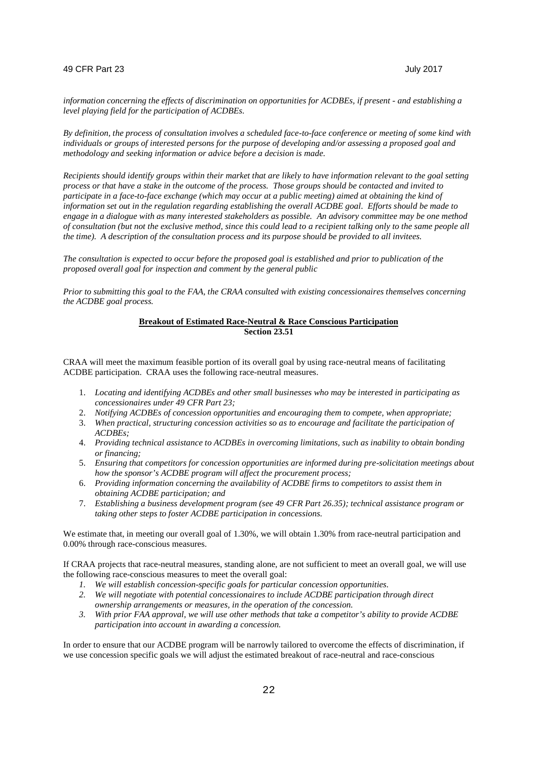*information concerning the effects of discrimination on opportunities for ACDBEs, if present - and establishing a level playing field for the participation of ACDBEs.*

*By definition, the process of consultation involves a scheduled face-to-face conference or meeting of some kind with individuals or groups of interested persons for the purpose of developing and/or assessing a proposed goal and methodology and seeking information or advice before a decision is made.*

*Recipients should identify groups within their market that are likely to have information relevant to the goal setting process or that have a stake in the outcome of the process. Those groups should be contacted and invited to participate in a face-to-face exchange (which may occur at a public meeting) aimed at obtaining the kind of information set out in the regulation regarding establishing the overall ACDBE goal. Efforts should be made to engage in a dialogue with as many interested stakeholders as possible. An advisory committee may be one method of consultation (but not the exclusive method, since this could lead to a recipient talking only to the same people all the time). A description of the consultation process and its purpose should be provided to all invitees.*

*The consultation is expected to occur before the proposed goal is established and prior to publication of the proposed overall goal for inspection and comment by the general public*

*Prior to submitting this goal to the FAA, the CRAA consulted with existing concessionaires themselves concerning the ACDBE goal process.*

**Breakout of Estimated Race-Neutral & Race Conscious Participation**
**Section 23.51**

CRAA will meet the maximum feasible portion of its overall goal by using race-neutral means of facilitating ACDBE participation. CRAA uses the following race-neutral measures.

1. *Locating and identifying ACDBEs and other small businesses who may be interested in participating as concessionaires under 49 CFR Part 23;*
2. *Notifying ACDBEs of concession opportunities and encouraging them to compete, when appropriate;*
3. *When practical, structuring concession activities so as to encourage and facilitate the participation of ACDBEs;*
4. *Providing technical assistance to ACDBEs in overcoming limitations, such as inability to obtain bonding or financing;*
5. *Ensuring that competitors for concession opportunities are informed during pre-solicitation meetings about how the sponsor's ACDBE program will affect the procurement process;*
6. *Providing information concerning the availability of ACDBE firms to competitors to assist them in obtaining ACDBE participation; and*
7. *Establishing a business development program (see 49 CFR Part 26.35); technical assistance program or taking other steps to foster ACDBE participation in concessions.*

We estimate that, in meeting our overall goal of 1.30%, we will obtain 1.30% from race-neutral participation and 0.00% through race-conscious measures.

If CRAA projects that race-neutral measures, standing alone, are not sufficient to meet an overall goal, we will use the following race-conscious measures to meet the overall goal:

1. *We will establish concession-specific goals for particular concession opportunities.*
2. *We will negotiate with potential concessionaires to include ACDBE participation through direct ownership arrangements or measures, in the operation of the concession.*
3. *With prior FAA approval, we will use other methods that take a competitor's ability to provide ACDBE participation into account in awarding a concession.*

In order to ensure that our ACDBE program will be narrowly tailored to overcome the effects of discrimination, if we use concession specific goals we will adjust the estimated breakout of race-neutral and race-conscious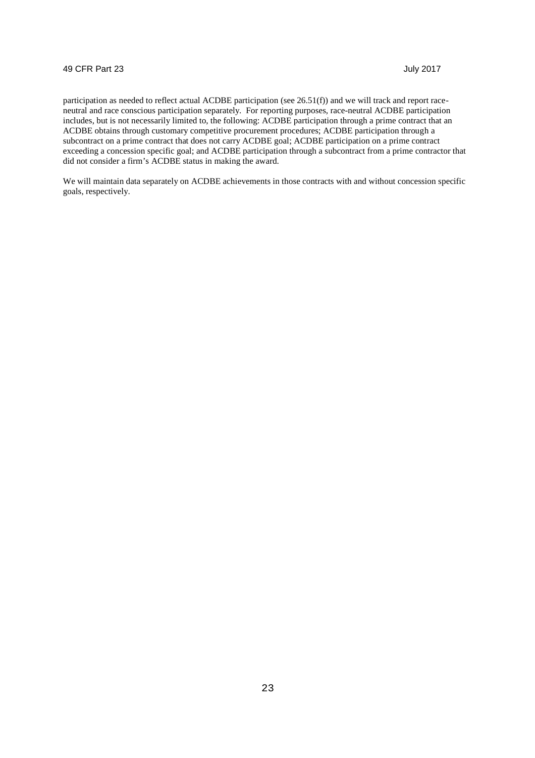participation as needed to reflect actual ACDBE participation (see 26.51(f)) and we will track and report race-neutral and race conscious participation separately. For reporting purposes, race-neutral ACDBE participation includes, but is not necessarily limited to, the following: ACDBE participation through a prime contract that an ACDBE obtains through customary competitive procurement procedures; ACDBE participation through a subcontract on a prime contract that does not carry ACDBE goal; ACDBE participation on a prime contract exceeding a concession specific goal; and ACDBE participation through a subcontract from a prime contractor that did not consider a firm's ACDBE status in making the award.

We will maintain data separately on ACDBE achievements in those contracts with and without concession specific goals, respectively.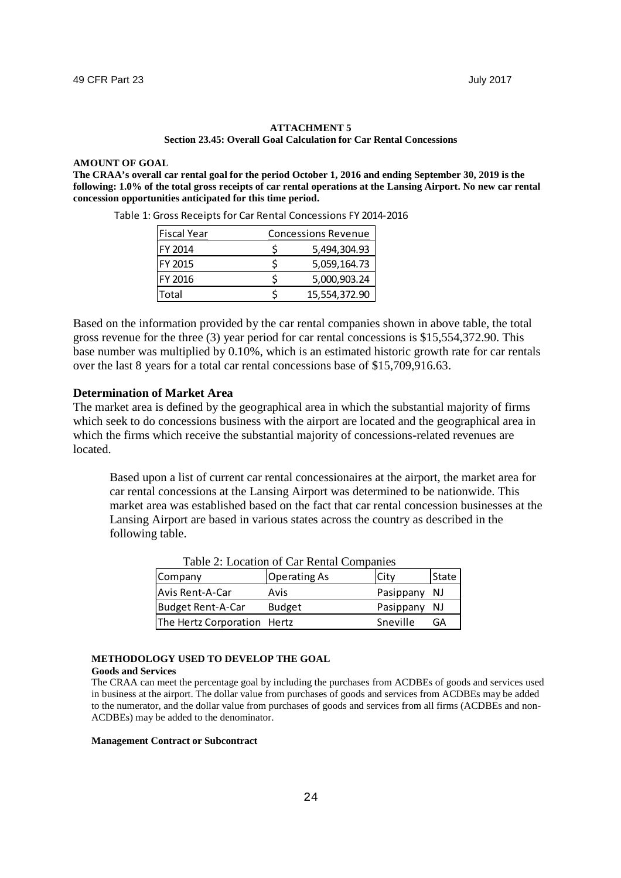**ATTACHMENT 5**
**Section 23.45: Overall Goal Calculation for Car Rental Concessions**

**AMOUNT OF GOAL**

**The CRAA's overall car rental goal for the period October 1, 2016 and ending September 30, 2019 is the following: 1.0% of the total gross receipts of car rental operations at the Lansing Airport. No new car rental concession opportunities anticipated for this time period.**

Table 1: Gross Receipts for Car Rental Concessions FY 2014-2016

| Fiscal Year | Concessions Revenue |
|---|---|
| FY 2014 | $ 5,494,304.93 |
| FY 2015 | $ 5,059,164.73 |
| FY 2016 | $ 5,000,903.24 |
| Total | $ 15,554,372.90 |

Based on the information provided by the car rental companies shown in above table, the total gross revenue for the three (3) year period for car rental concessions is $15,554,372.90. This base number was multiplied by 0.10%, which is an estimated historic growth rate for car rentals over the last 8 years for a total car rental concessions base of $15,709,916.63.

### Determination of Market Area

The market area is defined by the geographical area in which the substantial majority of firms which seek to do concessions business with the airport are located and the geographical area in which the firms which receive the substantial majority of concessions-related revenues are located.

Based upon a list of current car rental concessionaires at the airport, the market area for car rental concessions at the Lansing Airport was determined to be nationwide. This market area was established based on the fact that car rental concession businesses at the Lansing Airport are based in various states across the country as described in the following table.

Table 2: Location of Car Rental Companies

| Company | Operating As | City | State |
|---|---|---|---|
| Avis Rent-A-Car | Avis | Pasippany | NJ |
| Budget Rent-A-Car | Budget | Pasippany | NJ |
| The Hertz Corporation | Hertz | Sneville | GA |

**METHODOLOGY USED TO DEVELOP THE GOAL**

**Goods and Services**

The CRAA can meet the percentage goal by including the purchases from ACDBEs of goods and services used in business at the airport. The dollar value from purchases of goods and services from ACDBEs may be added to the numerator, and the dollar value from purchases of goods and services from all firms (ACDBEs and non-ACDBEs) may be added to the denominator.

**Management Contract or Subcontract**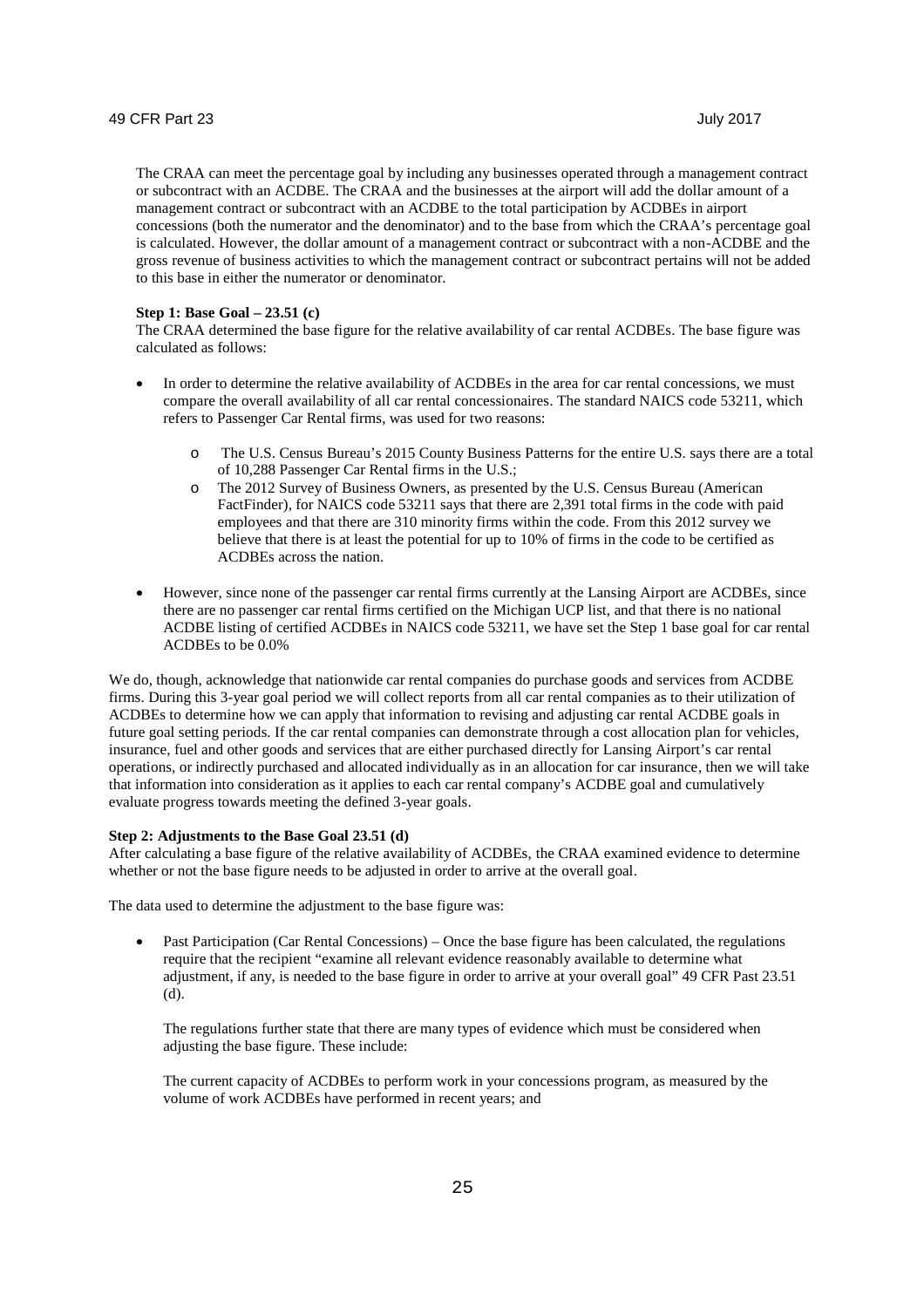The CRAA can meet the percentage goal by including any businesses operated through a management contract or subcontract with an ACDBE. The CRAA and the businesses at the airport will add the dollar amount of a management contract or subcontract with an ACDBE to the total participation by ACDBEs in airport concessions (both the numerator and the denominator) and to the base from which the CRAA's percentage goal is calculated. However, the dollar amount of a management contract or subcontract with a non-ACDBE and the gross revenue of business activities to which the management contract or subcontract pertains will not be added to this base in either the numerator or denominator.

**Step 1: Base Goal – 23.51 (c)**

The CRAA determined the base figure for the relative availability of car rental ACDBEs. The base figure was calculated as follows:

- In order to determine the relative availability of ACDBEs in the area for car rental concessions, we must compare the overall availability of all car rental concessionaires. The standard NAICS code 53211, which refers to Passenger Car Rental firms, was used for two reasons:
  - The U.S. Census Bureau's 2015 County Business Patterns for the entire U.S. says there are a total of 10,288 Passenger Car Rental firms in the U.S.;
  - The 2012 Survey of Business Owners, as presented by the U.S. Census Bureau (American FactFinder), for NAICS code 53211 says that there are 2,391 total firms in the code with paid employees and that there are 310 minority firms within the code. From this 2012 survey we believe that there is at least the potential for up to 10% of firms in the code to be certified as ACDBEs across the nation.
- However, since none of the passenger car rental firms currently at the Lansing Airport are ACDBEs, since there are no passenger car rental firms certified on the Michigan UCP list, and that there is no national ACDBE listing of certified ACDBEs in NAICS code 53211, we have set the Step 1 base goal for car rental ACDBEs to be 0.0%

We do, though, acknowledge that nationwide car rental companies do purchase goods and services from ACDBE firms. During this 3-year goal period we will collect reports from all car rental companies as to their utilization of ACDBEs to determine how we can apply that information to revising and adjusting car rental ACDBE goals in future goal setting periods. If the car rental companies can demonstrate through a cost allocation plan for vehicles, insurance, fuel and other goods and services that are either purchased directly for Lansing Airport's car rental operations, or indirectly purchased and allocated individually as in an allocation for car insurance, then we will take that information into consideration as it applies to each car rental company's ACDBE goal and cumulatively evaluate progress towards meeting the defined 3-year goals.

**Step 2: Adjustments to the Base Goal 23.51 (d)**

After calculating a base figure of the relative availability of ACDBEs, the CRAA examined evidence to determine whether or not the base figure needs to be adjusted in order to arrive at the overall goal.

The data used to determine the adjustment to the base figure was:

- Past Participation (Car Rental Concessions) – Once the base figure has been calculated, the regulations require that the recipient "examine all relevant evidence reasonably available to determine what adjustment, if any, is needed to the base figure in order to arrive at your overall goal" 49 CFR Past 23.51 (d).

  The regulations further state that there are many types of evidence which must be considered when adjusting the base figure. These include:

  The current capacity of ACDBEs to perform work in your concessions program, as measured by the volume of work ACDBEs have performed in recent years; and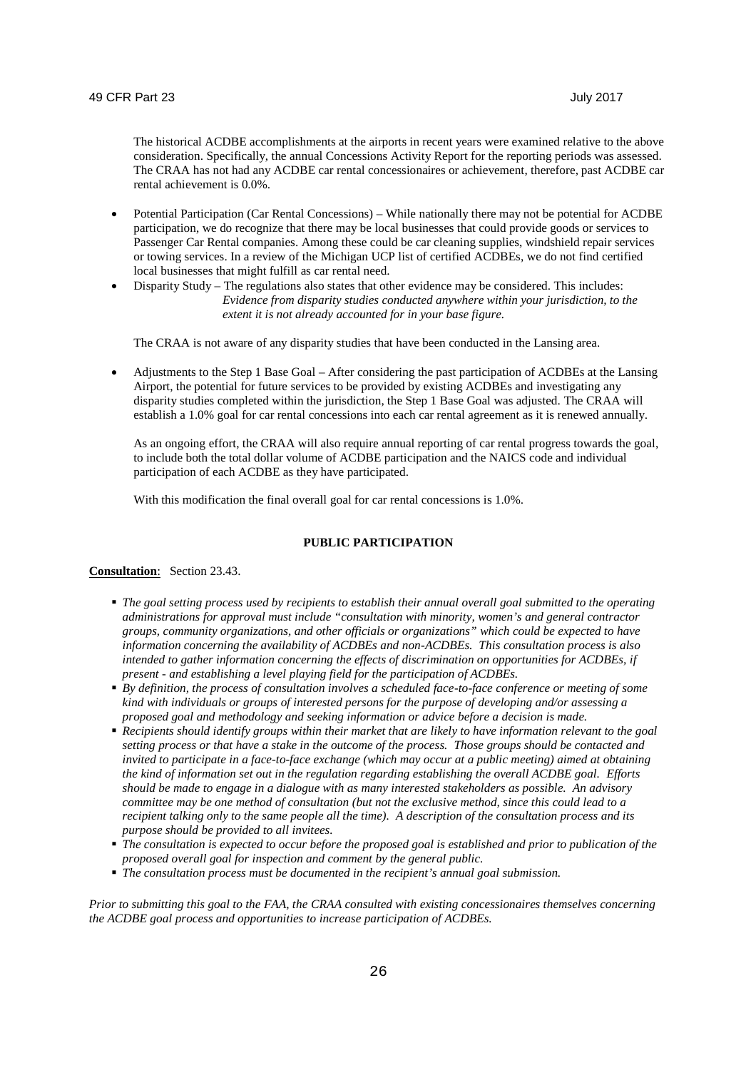The historical ACDBE accomplishments at the airports in recent years were examined relative to the above consideration. Specifically, the annual Concessions Activity Report for the reporting periods was assessed. The CRAA has not had any ACDBE car rental concessionaires or achievement, therefore, past ACDBE car rental achievement is 0.0%.

- Potential Participation (Car Rental Concessions) – While nationally there may not be potential for ACDBE participation, we do recognize that there may be local businesses that could provide goods or services to Passenger Car Rental companies. Among these could be car cleaning supplies, windshield repair services or towing services. In a review of the Michigan UCP list of certified ACDBEs, we do not find certified local businesses that might fulfill as car rental need.
- Disparity Study – The regulations also states that other evidence may be considered. This includes:

  *Evidence from disparity studies conducted anywhere within your jurisdiction, to the extent it is not already accounted for in your base figure.*

  The CRAA is not aware of any disparity studies that have been conducted in the Lansing area.

- Adjustments to the Step 1 Base Goal – After considering the past participation of ACDBEs at the Lansing Airport, the potential for future services to be provided by existing ACDBEs and investigating any disparity studies completed within the jurisdiction, the Step 1 Base Goal was adjusted. The CRAA will establish a 1.0% goal for car rental concessions into each car rental agreement as it is renewed annually.

  As an ongoing effort, the CRAA will also require annual reporting of car rental progress towards the goal, to include both the total dollar volume of ACDBE participation and the NAICS code and individual participation of each ACDBE as they have participated.

  With this modification the final overall goal for car rental concessions is 1.0%.

## PUBLIC PARTICIPATION

**Consultation**: Section 23.43.

- *The goal setting process used by recipients to establish their annual overall goal submitted to the operating administrations for approval must include "consultation with minority, women's and general contractor groups, community organizations, and other officials or organizations" which could be expected to have information concerning the availability of ACDBEs and non-ACDBEs. This consultation process is also intended to gather information concerning the effects of discrimination on opportunities for ACDBEs, if present - and establishing a level playing field for the participation of ACDBEs.*
- *By definition, the process of consultation involves a scheduled face-to-face conference or meeting of some kind with individuals or groups of interested persons for the purpose of developing and/or assessing a proposed goal and methodology and seeking information or advice before a decision is made.*
- *Recipients should identify groups within their market that are likely to have information relevant to the goal setting process or that have a stake in the outcome of the process. Those groups should be contacted and invited to participate in a face-to-face exchange (which may occur at a public meeting) aimed at obtaining the kind of information set out in the regulation regarding establishing the overall ACDBE goal. Efforts should be made to engage in a dialogue with as many interested stakeholders as possible. An advisory committee may be one method of consultation (but not the exclusive method, since this could lead to a recipient talking only to the same people all the time). A description of the consultation process and its purpose should be provided to all invitees.*
- *The consultation is expected to occur before the proposed goal is established and prior to publication of the proposed overall goal for inspection and comment by the general public.*
- *The consultation process must be documented in the recipient's annual goal submission.*

*Prior to submitting this goal to the FAA, the CRAA consulted with existing concessionaires themselves concerning the ACDBE goal process and opportunities to increase participation of ACDBEs.*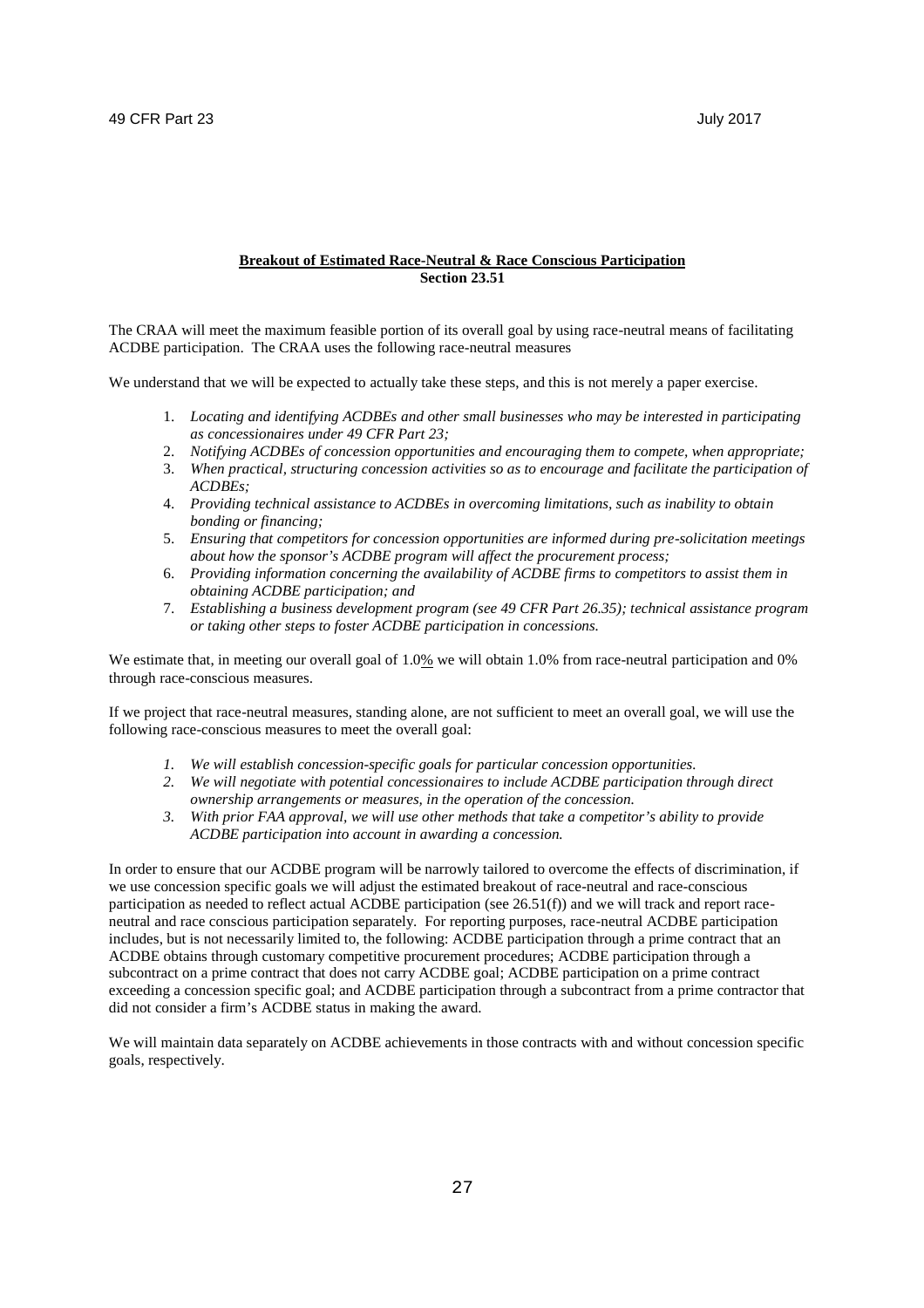**Breakout of Estimated Race-Neutral & Race Conscious Participation**
**Section 23.51**

The CRAA will meet the maximum feasible portion of its overall goal by using race-neutral means of facilitating ACDBE participation. The CRAA uses the following race-neutral measures

We understand that we will be expected to actually take these steps, and this is not merely a paper exercise.

1. *Locating and identifying ACDBEs and other small businesses who may be interested in participating as concessionaires under 49 CFR Part 23;*
2. *Notifying ACDBEs of concession opportunities and encouraging them to compete, when appropriate;*
3. *When practical, structuring concession activities so as to encourage and facilitate the participation of ACDBEs;*
4. *Providing technical assistance to ACDBEs in overcoming limitations, such as inability to obtain bonding or financing;*
5. *Ensuring that competitors for concession opportunities are informed during pre-solicitation meetings about how the sponsor's ACDBE program will affect the procurement process;*
6. *Providing information concerning the availability of ACDBE firms to competitors to assist them in obtaining ACDBE participation; and*
7. *Establishing a business development program (see 49 CFR Part 26.35); technical assistance program or taking other steps to foster ACDBE participation in concessions.*

We estimate that, in meeting our overall goal of 1.0% we will obtain 1.0% from race-neutral participation and 0% through race-conscious measures.

If we project that race-neutral measures, standing alone, are not sufficient to meet an overall goal, we will use the following race-conscious measures to meet the overall goal:

1. *We will establish concession-specific goals for particular concession opportunities.*
2. *We will negotiate with potential concessionaires to include ACDBE participation through direct ownership arrangements or measures, in the operation of the concession.*
3. *With prior FAA approval, we will use other methods that take a competitor's ability to provide ACDBE participation into account in awarding a concession.*

In order to ensure that our ACDBE program will be narrowly tailored to overcome the effects of discrimination, if we use concession specific goals we will adjust the estimated breakout of race-neutral and race-conscious participation as needed to reflect actual ACDBE participation (see 26.51(f)) and we will track and report race-neutral and race conscious participation separately. For reporting purposes, race-neutral ACDBE participation includes, but is not necessarily limited to, the following: ACDBE participation through a prime contract that an ACDBE obtains through customary competitive procurement procedures; ACDBE participation through a subcontract on a prime contract that does not carry ACDBE goal; ACDBE participation on a prime contract exceeding a concession specific goal; and ACDBE participation through a subcontract from a prime contractor that did not consider a firm's ACDBE status in making the award.

We will maintain data separately on ACDBE achievements in those contracts with and without concession specific goals, respectively.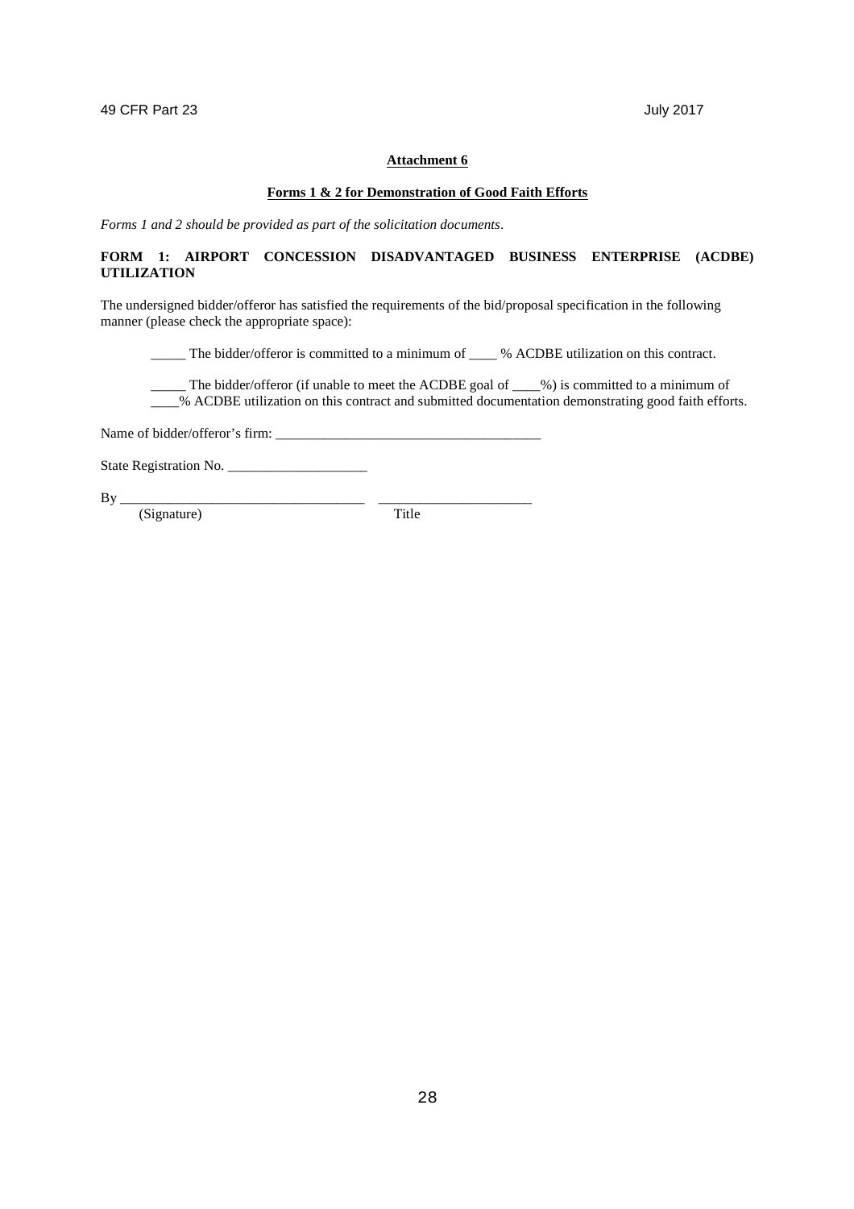**Attachment 6**

**Forms 1 & 2 for Demonstration of Good Faith Efforts**

*Forms 1 and 2 should be provided as part of the solicitation documents*.

**FORM 1: AIRPORT CONCESSION DISADVANTAGED BUSINESS ENTERPRISE (ACDBE) UTILIZATION**

The undersigned bidder/offeror has satisfied the requirements of the bid/proposal specification in the following manner (please check the appropriate space):

_____ The bidder/offeror is committed to a minimum of ____ % ACDBE utilization on this contract.

_____ The bidder/offeror (if unable to meet the ACDBE goal of ____%) is committed to a minimum of ____% ACDBE utilization on this contract and submitted documentation demonstrating good faith efforts.

Name of bidder/offeror's firm: _______________________________________

State Registration No. ____________________

By ___________________________________ ______________________

(Signature) Title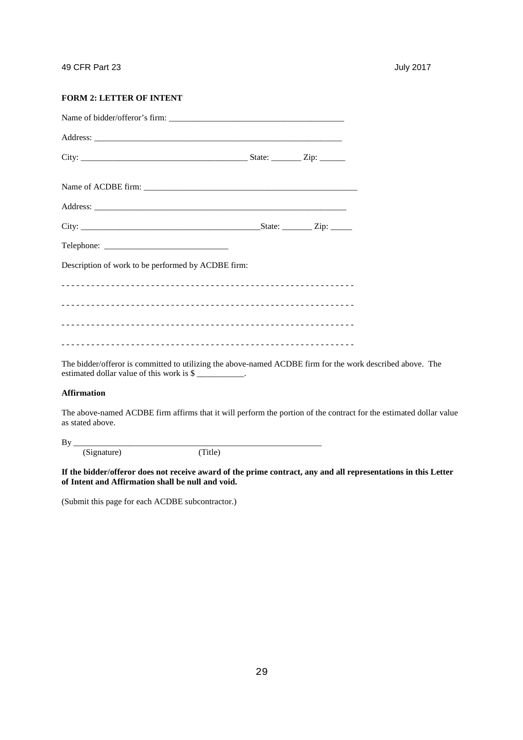**FORM 2: LETTER OF INTENT**

Name of bidder/offeror's firm: ________________________________________

Address: _________________________________________________________

City: ______________________________________ State: _______ Zip: ______

Name of ACDBE firm: ___________________________________________________

Address: __________________________________________________________

City: _________________________________________State: _______ Zip: _____

Telephone: ____________________________

Description of work to be performed by ACDBE firm:

- - - - - - - - - - - - - - - - - - - - - - - - - - - - - - - - - - - - - - - - - - - - - - - - - - - - - - - - -

- - - - - - - - - - - - - - - - - - - - - - - - - - - - - - - - - - - - - - - - - - - - - - - - - - - - - - - - -

- - - - - - - - - - - - - - - - - - - - - - - - - - - - - - - - - - - - - - - - - - - - - - - - - - - - - - - - -

- - - - - - - - - - - - - - - - - - - - - - - - - - - - - - - - - - - - - - - - - - - - - - - - - - - - - - - - -

The bidder/offeror is committed to utilizing the above-named ACDBE firm for the work described above. The estimated dollar value of this work is $ ___________.

**Affirmation**

The above-named ACDBE firm affirms that it will perform the portion of the contract for the estimated dollar value as stated above.

By _________________________________________________________
(Signature) (Title)

**If the bidder/offeror does not receive award of the prime contract, any and all representations in this Letter of Intent and Affirmation shall be null and void.**

(Submit this page for each ACDBE subcontractor.)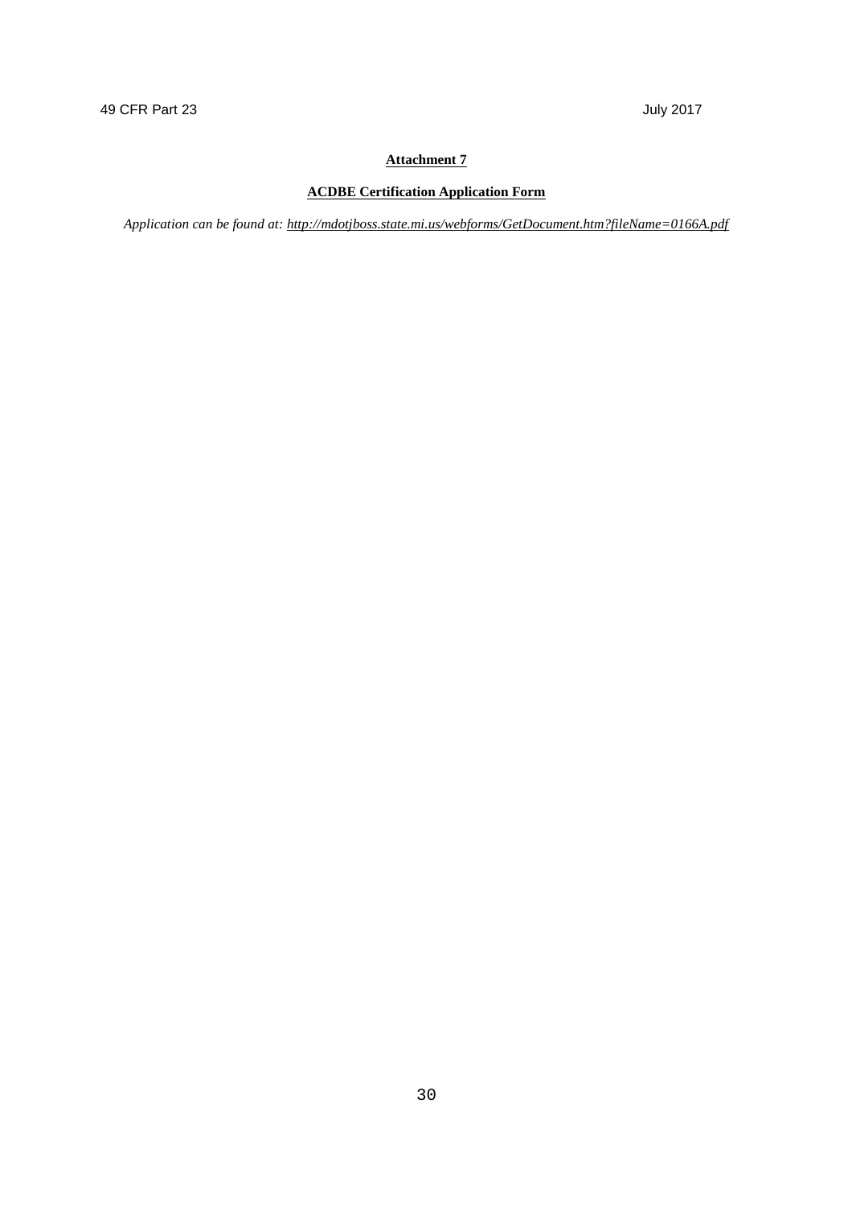**Attachment 7**

**ACDBE Certification Application Form**

*Application can be found at: http://mdotjboss.state.mi.us/webforms/GetDocument.htm?fileName=0166A.pdf*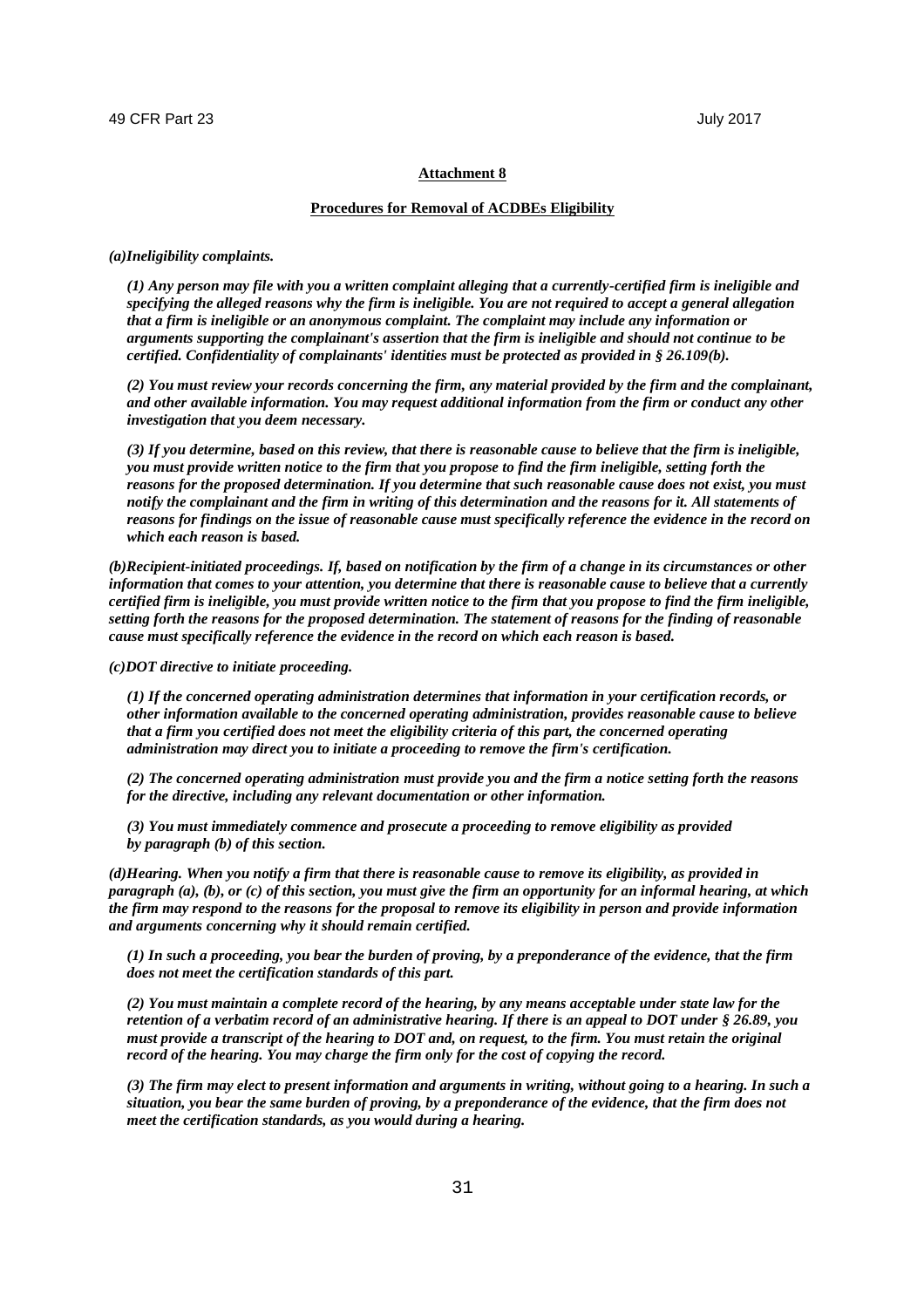**Attachment 8**

**Procedures for Removal of ACDBEs Eligibility**

***(a)Ineligibility complaints.***

***(1) Any person may file with you a written complaint alleging that a currently-certified firm is ineligible and specifying the alleged reasons why the firm is ineligible. You are not required to accept a general allegation that a firm is ineligible or an anonymous complaint. The complaint may include any information or arguments supporting the complainant's assertion that the firm is ineligible and should not continue to be certified. Confidentiality of complainants' identities must be protected as provided in § 26.109(b).***

***(2) You must review your records concerning the firm, any material provided by the firm and the complainant, and other available information. You may request additional information from the firm or conduct any other investigation that you deem necessary.***

***(3) If you determine, based on this review, that there is reasonable cause to believe that the firm is ineligible, you must provide written notice to the firm that you propose to find the firm ineligible, setting forth the reasons for the proposed determination. If you determine that such reasonable cause does not exist, you must notify the complainant and the firm in writing of this determination and the reasons for it. All statements of reasons for findings on the issue of reasonable cause must specifically reference the evidence in the record on which each reason is based.***

***(b)Recipient-initiated proceedings. If, based on notification by the firm of a change in its circumstances or other information that comes to your attention, you determine that there is reasonable cause to believe that a currently certified firm is ineligible, you must provide written notice to the firm that you propose to find the firm ineligible, setting forth the reasons for the proposed determination. The statement of reasons for the finding of reasonable cause must specifically reference the evidence in the record on which each reason is based.***

***(c)DOT directive to initiate proceeding.***

***(1) If the concerned operating administration determines that information in your certification records, or other information available to the concerned operating administration, provides reasonable cause to believe that a firm you certified does not meet the eligibility criteria of this part, the concerned operating administration may direct you to initiate a proceeding to remove the firm's certification.***

***(2) The concerned operating administration must provide you and the firm a notice setting forth the reasons for the directive, including any relevant documentation or other information.***

***(3) You must immediately commence and prosecute a proceeding to remove eligibility as provided by paragraph (b) of this section.***

***(d)Hearing. When you notify a firm that there is reasonable cause to remove its eligibility, as provided in paragraph (a), (b), or (c) of this section, you must give the firm an opportunity for an informal hearing, at which the firm may respond to the reasons for the proposal to remove its eligibility in person and provide information and arguments concerning why it should remain certified.***

***(1) In such a proceeding, you bear the burden of proving, by a preponderance of the evidence, that the firm does not meet the certification standards of this part.***

***(2) You must maintain a complete record of the hearing, by any means acceptable under state law for the retention of a verbatim record of an administrative hearing. If there is an appeal to DOT under § 26.89, you must provide a transcript of the hearing to DOT and, on request, to the firm. You must retain the original record of the hearing. You may charge the firm only for the cost of copying the record.***

***(3) The firm may elect to present information and arguments in writing, without going to a hearing. In such a situation, you bear the same burden of proving, by a preponderance of the evidence, that the firm does not meet the certification standards, as you would during a hearing.***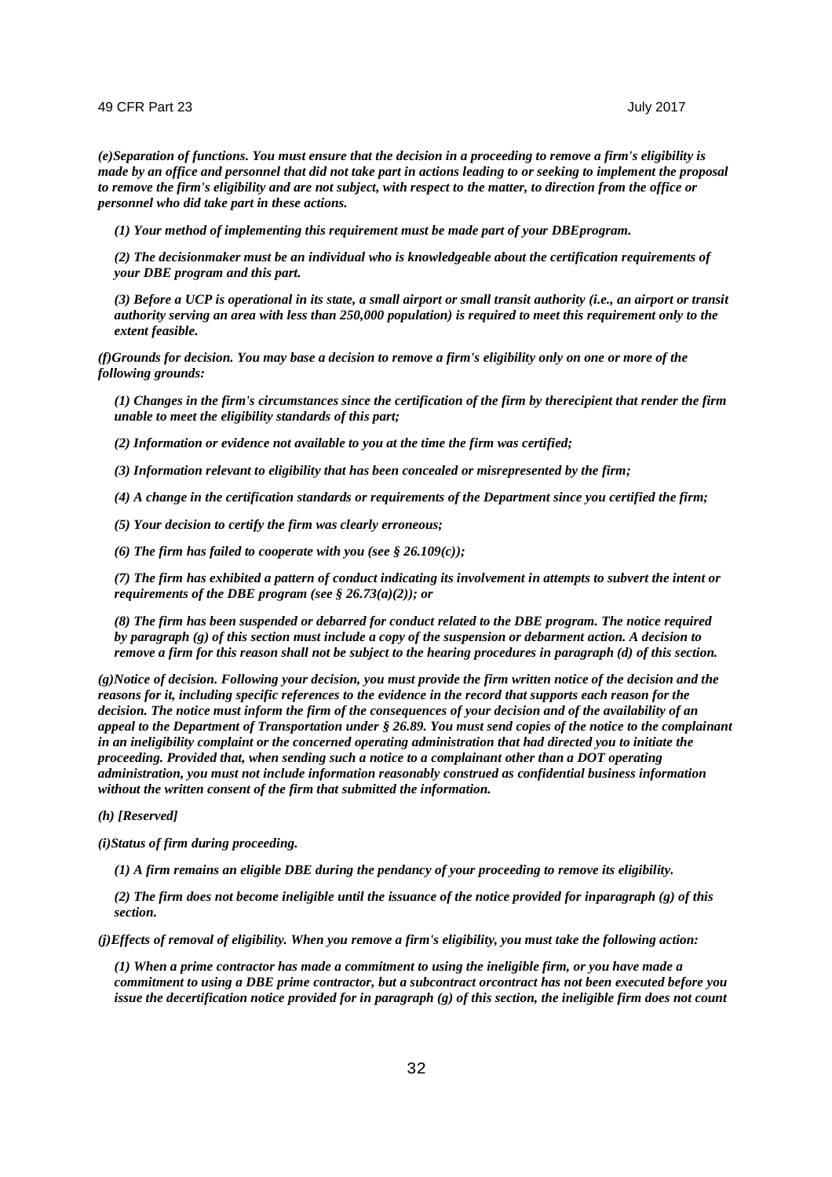*(e)Separation of functions. You must ensure that the decision in a proceeding to remove a firm's eligibility is made by an office and personnel that did not take part in actions leading to or seeking to implement the proposal to remove the firm's eligibility and are not subject, with respect to the matter, to direction from the office or personnel who did take part in these actions.*

*(1) Your method of implementing this requirement must be made part of your DBEprogram.*

*(2) The decisionmaker must be an individual who is knowledgeable about the certification requirements of your DBE program and this part.*

*(3) Before a UCP is operational in its state, a small airport or small transit authority (i.e., an airport or transit authority serving an area with less than 250,000 population) is required to meet this requirement only to the extent feasible.*

*(f)Grounds for decision. You may base a decision to remove a firm's eligibility only on one or more of the following grounds:*

*(1) Changes in the firm's circumstances since the certification of the firm by therecipient that render the firm unable to meet the eligibility standards of this part;*

*(2) Information or evidence not available to you at the time the firm was certified;*

*(3) Information relevant to eligibility that has been concealed or misrepresented by the firm;*

*(4) A change in the certification standards or requirements of the Department since you certified the firm;*

*(5) Your decision to certify the firm was clearly erroneous;*

*(6) The firm has failed to cooperate with you (see § 26.109(c));*

*(7) The firm has exhibited a pattern of conduct indicating its involvement in attempts to subvert the intent or requirements of the DBE program (see § 26.73(a)(2)); or*

*(8) The firm has been suspended or debarred for conduct related to the DBE program. The notice required by paragraph (g) of this section must include a copy of the suspension or debarment action. A decision to remove a firm for this reason shall not be subject to the hearing procedures in paragraph (d) of this section.*

*(g)Notice of decision. Following your decision, you must provide the firm written notice of the decision and the reasons for it, including specific references to the evidence in the record that supports each reason for the decision. The notice must inform the firm of the consequences of your decision and of the availability of an appeal to the Department of Transportation under § 26.89. You must send copies of the notice to the complainant in an ineligibility complaint or the concerned operating administration that had directed you to initiate the proceeding. Provided that, when sending such a notice to a complainant other than a DOT operating administration, you must not include information reasonably construed as confidential business information without the written consent of the firm that submitted the information.*

*(h) [Reserved]*

*(i)Status of firm during proceeding.*

*(1) A firm remains an eligible DBE during the pendancy of your proceeding to remove its eligibility.*

*(2) The firm does not become ineligible until the issuance of the notice provided for inparagraph (g) of this section.*

*(j)Effects of removal of eligibility. When you remove a firm's eligibility, you must take the following action:*

*(1) When a prime contractor has made a commitment to using the ineligible firm, or you have made a commitment to using a DBE prime contractor, but a subcontract orcontract has not been executed before you issue the decertification notice provided for in paragraph (g) of this section, the ineligible firm does not count*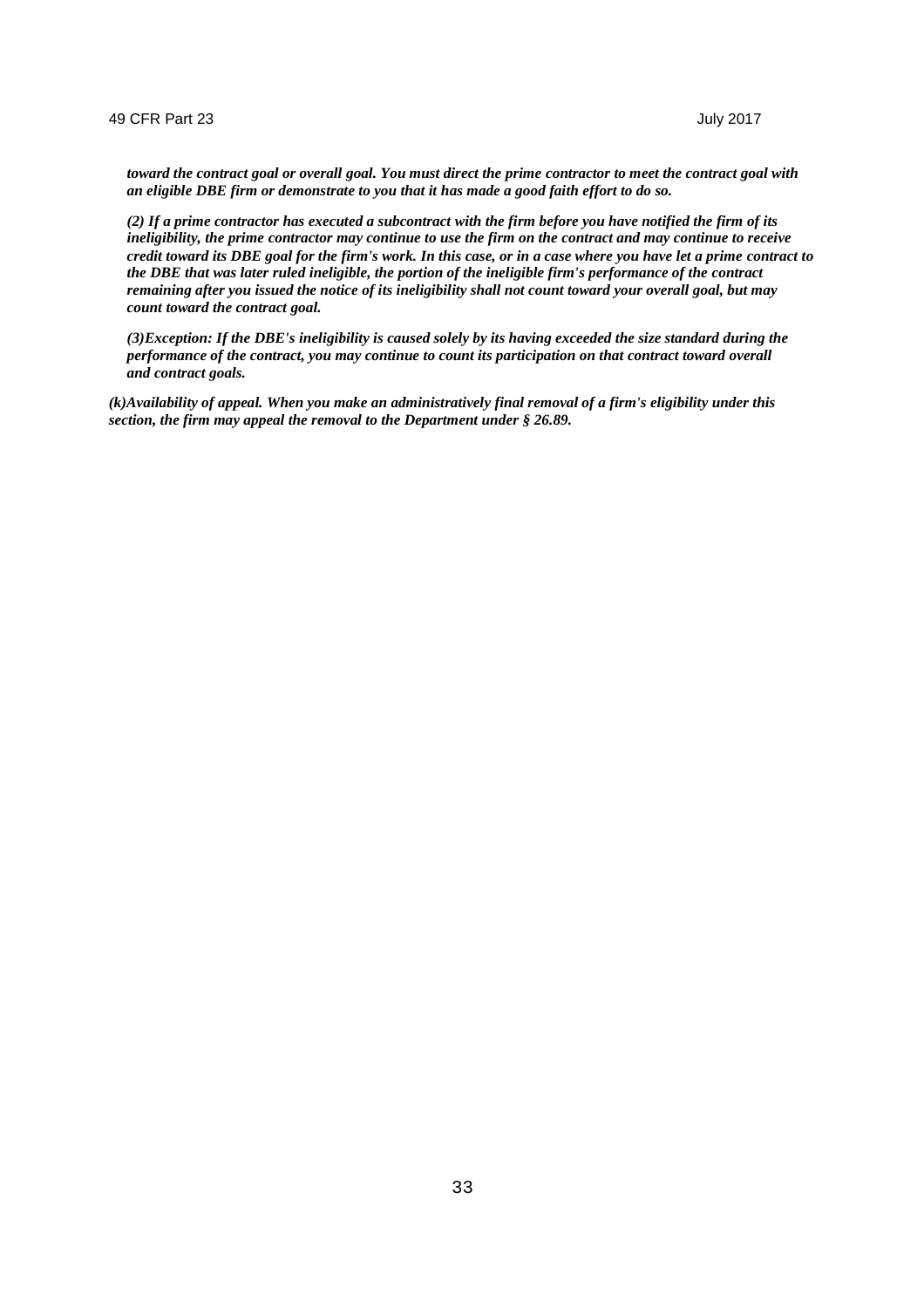***toward the contract goal or overall goal. You must direct the prime contractor to meet the contract goal with an eligible DBE firm or demonstrate to you that it has made a good faith effort to do so.***

***(2) If a prime contractor has executed a subcontract with the firm before you have notified the firm of its ineligibility, the prime contractor may continue to use the firm on the contract and may continue to receive credit toward its DBE goal for the firm's work. In this case, or in a case where you have let a prime contract to the DBE that was later ruled ineligible, the portion of the ineligible firm's performance of the contract remaining after you issued the notice of its ineligibility shall not count toward your overall goal, but may count toward the contract goal.***

***(3)Exception: If the DBE's ineligibility is caused solely by its having exceeded the size standard during the performance of the contract, you may continue to count its participation on that contract toward overall and contract goals.***

***(k)Availability of appeal. When you make an administratively final removal of a firm's eligibility under this section, the firm may appeal the removal to the Department under § 26.89.***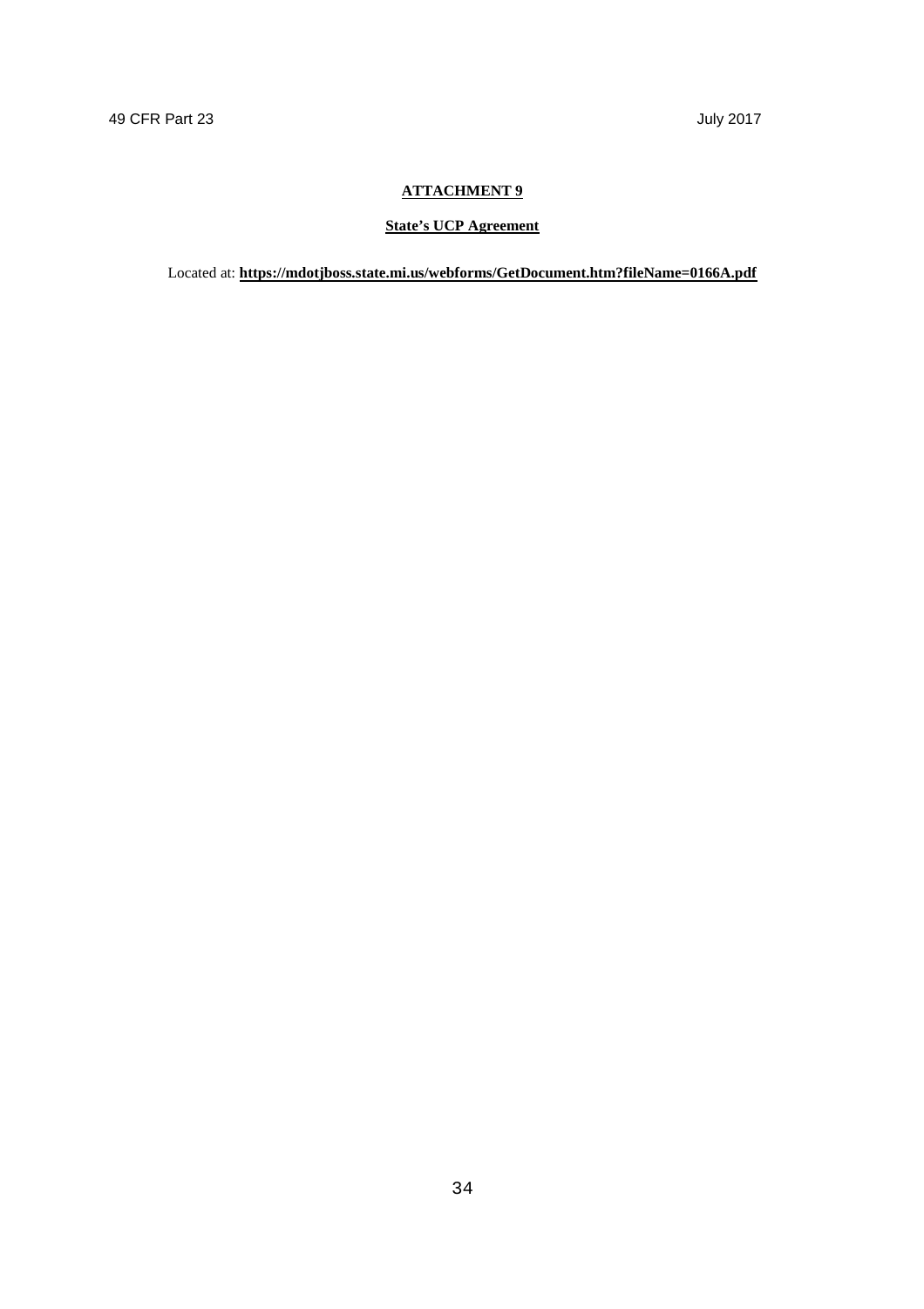## ATTACHMENT 9

### State's UCP Agreement

Located at: **https://mdotjboss.state.mi.us/webforms/GetDocument.htm?fileName=0166A.pdf**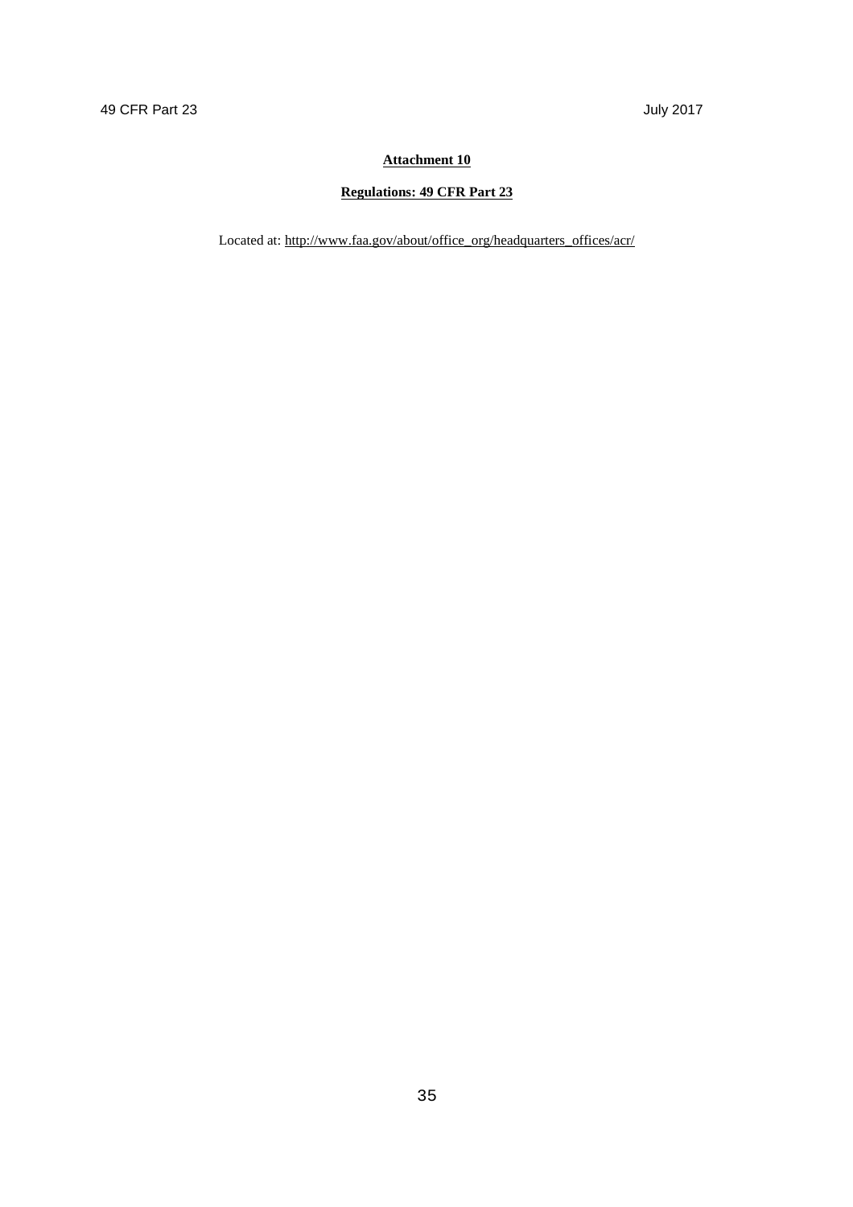**Attachment 10**

**Regulations: 49 CFR Part 23**

Located at: http://www.faa.gov/about/office_org/headquarters_offices/acr/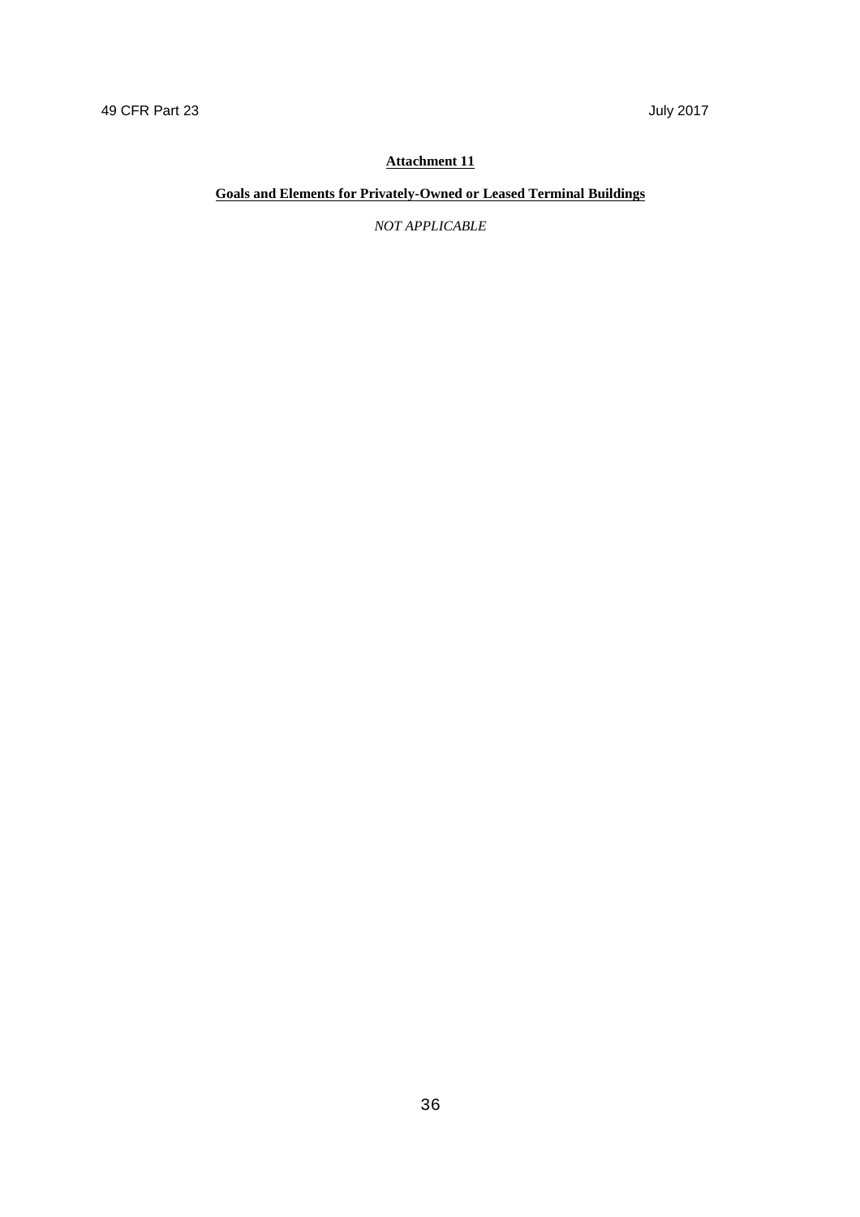**Attachment 11**

**Goals and Elements for Privately-Owned or Leased Terminal Buildings**

*NOT APPLICABLE*